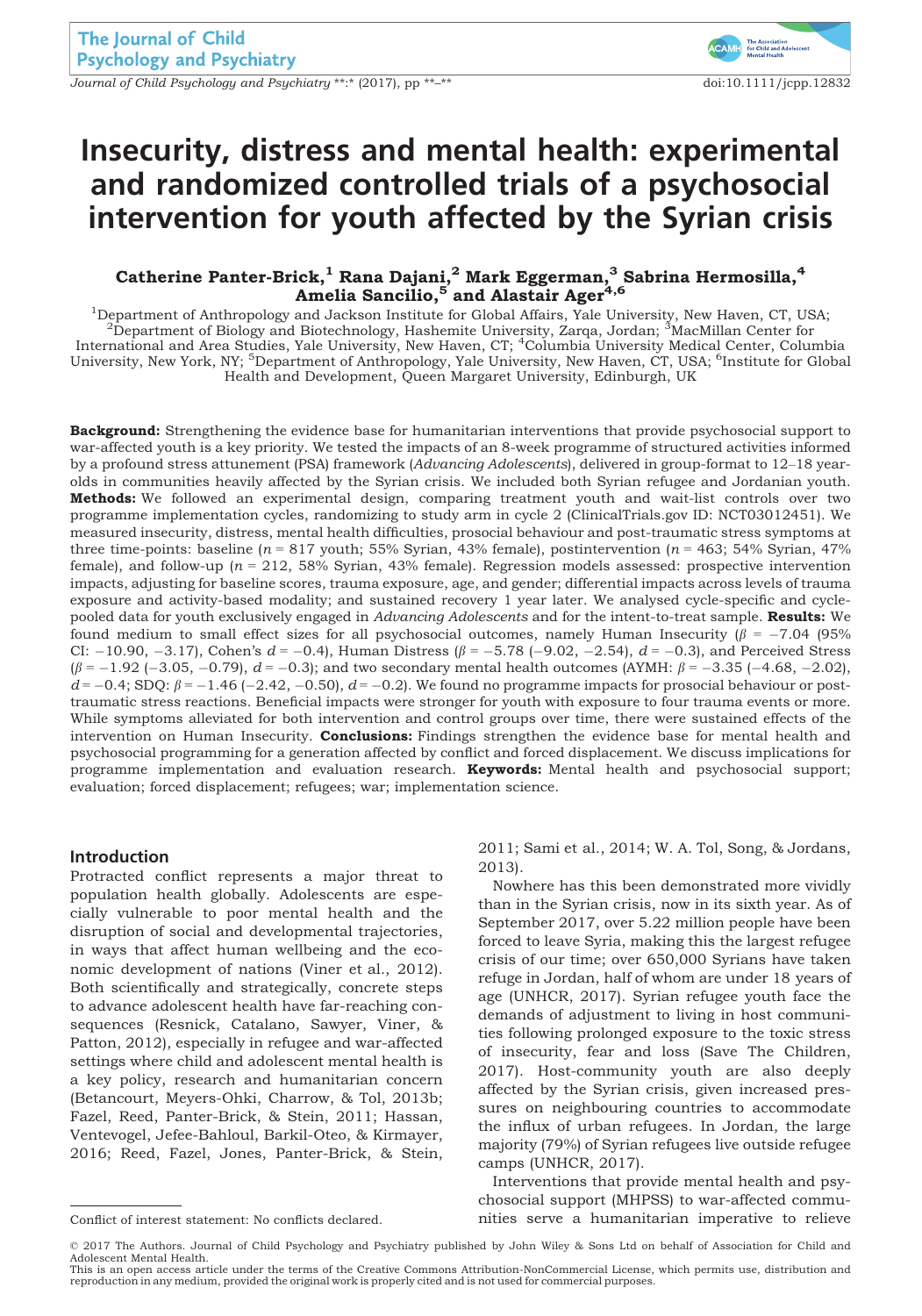# Insecurity, distress and mental health: experimental and randomized controlled trials of a psychosocial intervention for youth affected by the Syrian crisis

**Catherine Panter-Brick,[1] Rana Dajani,[2] Mark Eggerman,[3] Sabrina Hermosilla,[4] Amelia Sancilio,[5] and Alastair Ager[4,6]**

[1]Department of Anthropology and Jackson Institute for Global Affairs, Yale University, New Haven, CT, USA; [2]Department of Biology and Biotechnology, Hashemite University, Zarqa, Jordan; [3]MacMillan Center for International and Area Studies, Yale University, New Haven, CT; [4]Columbia University Medical Center, Columbia University, New York, NY; [5]Department of Anthropology, Yale University, New Haven, CT, USA; [6]Institute for Global Health and Development, Queen Margaret University, Edinburgh, UK

**Background:** Strengthening the evidence base for humanitarian interventions that provide psychosocial support to war-affected youth is a key priority. We tested the impacts of an 8-week programme of structured activities informed by a profound stress attunement (PSA) framework (*Advancing Adolescents*), delivered in group-format to 12–18 year-olds in communities heavily affected by the Syrian crisis. We included both Syrian refugee and Jordanian youth. **Methods:** We followed an experimental design, comparing treatment youth and wait-list controls over two programme implementation cycles, randomizing to study arm in cycle 2 (ClinicalTrials.gov ID: NCT03012451). We measured insecurity, distress, mental health difficulties, prosocial behaviour and post-traumatic stress symptoms at three time-points: baseline ($n$ = 817 youth; 55% Syrian, 43% female), postintervention ($n$ = 463; 54% Syrian, 47% female), and follow-up ($n$ = 212, 58% Syrian, 43% female). Regression models assessed: prospective intervention impacts, adjusting for baseline scores, trauma exposure, age, and gender; differential impacts across levels of trauma exposure and activity-based modality; and sustained recovery 1 year later. We analysed cycle-specific and cycle-pooled data for youth exclusively engaged in *Advancing Adolescents* and for the intent-to-treat sample. **Results:** We found medium to small effect sizes for all psychosocial outcomes, namely Human Insecurity ($\beta$ = −7.04 (95% CI: −10.90, −3.17), Cohen's $d$ = −0.4), Human Distress ($\beta$ = −5.78 (−9.02, −2.54), $d$ = −0.3), and Perceived Stress ($\beta$ = −1.92 (−3.05, −0.79), $d$ = −0.3); and two secondary mental health outcomes (AYMH: $\beta$ = −3.35 (−4.68, −2.02), $d$ = −0.4; SDQ: $\beta$ = −1.46 (−2.42, −0.50), $d$ = −0.2). We found no programme impacts for prosocial behaviour or post-traumatic stress reactions. Beneficial impacts were stronger for youth with exposure to four trauma events or more. While symptoms alleviated for both intervention and control groups over time, there were sustained effects of the intervention on Human Insecurity. **Conclusions:** Findings strengthen the evidence base for mental health and psychosocial programming for a generation affected by conflict and forced displacement. We discuss implications for programme implementation and evaluation research. **Keywords:** Mental health and psychosocial support; evaluation; forced displacement; refugees; war; implementation science.

## Introduction

Protracted conflict represents a major threat to population health globally. Adolescents are especially vulnerable to poor mental health and the disruption of social and developmental trajectories, in ways that affect human wellbeing and the economic development of nations (Viner et al., 2012). Both scientifically and strategically, concrete steps to advance adolescent health have far-reaching consequences (Resnick, Catalano, Sawyer, Viner, & Patton, 2012), especially in refugee and war-affected settings where child and adolescent mental health is a key policy, research and humanitarian concern (Betancourt, Meyers-Ohki, Charrow, & Tol, 2013b; Fazel, Reed, Panter-Brick, & Stein, 2011; Hassan, Ventevogel, Jefee-Bahloul, Barkil-Oteo, & Kirmayer, 2016; Reed, Fazel, Jones, Panter-Brick, & Stein, 2011; Sami et al., 2014; W. A. Tol, Song, & Jordans, 2013).

Nowhere has this been demonstrated more vividly than in the Syrian crisis, now in its sixth year. As of September 2017, over 5.22 million people have been forced to leave Syria, making this the largest refugee crisis of our time; over 650,000 Syrians have taken refuge in Jordan, half of whom are under 18 years of age (UNHCR, 2017). Syrian refugee youth face the demands of adjustment to living in host communities following prolonged exposure to the toxic stress of insecurity, fear and loss (Save The Children, 2017). Host-community youth are also deeply affected by the Syrian crisis, given increased pressures on neighbouring countries to accommodate the influx of urban refugees. In Jordan, the large majority (79%) of Syrian refugees live outside refugee camps (UNHCR, 2017).

Interventions that provide mental health and psychosocial support (MHPSS) to war-affected communities serve a humanitarian imperative to relieve

Conflict of interest statement: No conflicts declared.

© 2017 The Authors. Journal of Child Psychology and Psychiatry published by John Wiley & Sons Ltd on behalf of Association for Child and Adolescent Mental Health.
This is an open access article under the terms of the Creative Commons Attribution-NonCommercial License, which permits use, distribution and reproduction in any medium, provided the original work is properly cited and is not used for commercial purposes.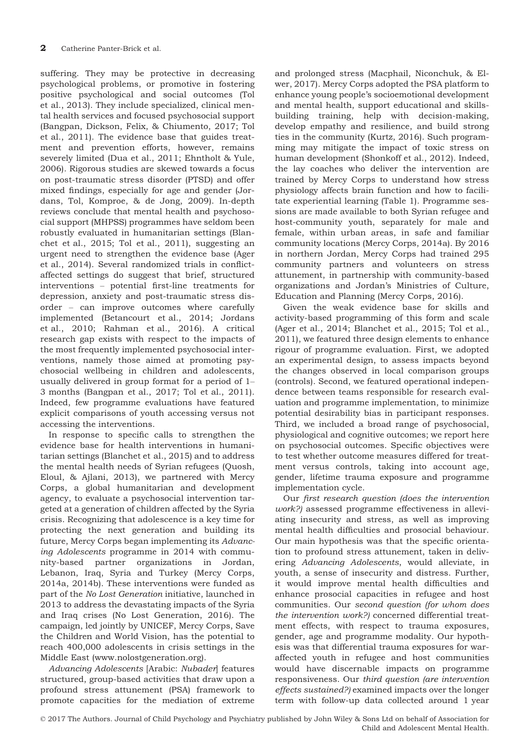suffering. They may be protective in decreasing psychological problems, or promotive in fostering positive psychological and social outcomes (Tol et al., 2013). They include specialized, clinical mental health services and focused psychosocial support (Bangpan, Dickson, Felix, & Chiumento, 2017; Tol et al., 2011). The evidence base that guides treatment and prevention efforts, however, remains severely limited (Dua et al., 2011; Ehntholt & Yule, 2006). Rigorous studies are skewed towards a focus on post-traumatic stress disorder (PTSD) and offer mixed findings, especially for age and gender (Jordans, Tol, Komproe, & de Jong, 2009). In-depth reviews conclude that mental health and psychosocial support (MHPSS) programmes have seldom been robustly evaluated in humanitarian settings (Blanchet et al., 2015; Tol et al., 2011), suggesting an urgent need to strengthen the evidence base (Ager et al., 2014). Several randomized trials in conflict-affected settings do suggest that brief, structured interventions – potential first-line treatments for depression, anxiety and post-traumatic stress disorder – can improve outcomes where carefully implemented (Betancourt et al., 2014; Jordans et al., 2010; Rahman et al., 2016). A critical research gap exists with respect to the impacts of the most frequently implemented psychosocial interventions, namely those aimed at promoting psychosocial wellbeing in children and adolescents, usually delivered in group format for a period of 1–3 months (Bangpan et al., 2017; Tol et al., 2011). Indeed, few programme evaluations have featured explicit comparisons of youth accessing versus not accessing the interventions.

In response to specific calls to strengthen the evidence base for health interventions in humanitarian settings (Blanchet et al., 2015) and to address the mental health needs of Syrian refugees (Quosh, Eloul, & Ajlani, 2013), we partnered with Mercy Corps, a global humanitarian and development agency, to evaluate a psychosocial intervention targeted at a generation of children affected by the Syria crisis. Recognizing that adolescence is a key time for protecting the next generation and building its future, Mercy Corps began implementing its *Advancing Adolescents* programme in 2014 with community-based partner organizations in Jordan, Lebanon, Iraq, Syria and Turkey (Mercy Corps, 2014a, 2014b). These interventions were funded as part of the *No Lost Generation* initiative, launched in 2013 to address the devastating impacts of the Syria and Iraq crises (No Lost Generation, 2016). The campaign, led jointly by UNICEF, Mercy Corps, Save the Children and World Vision, has the potential to reach 400,000 adolescents in crisis settings in the Middle East (www.nolostgeneration.org).

*Advancing Adolescents* [Arabic: *Nubader*] features structured, group-based activities that draw upon a profound stress attunement (PSA) framework to promote capacities for the mediation of extreme and prolonged stress (Macphail, Niconchuk, & Elwer, 2017). Mercy Corps adopted the PSA platform to enhance young people's socioemotional development and mental health, support educational and skills-building training, help with decision-making, develop empathy and resilience, and build strong ties in the community (Kurtz, 2016). Such programming may mitigate the impact of toxic stress on human development (Shonkoff et al., 2012). Indeed, the lay coaches who deliver the intervention are trained by Mercy Corps to understand how stress physiology affects brain function and how to facilitate experiential learning (Table 1). Programme sessions are made available to both Syrian refugee and host-community youth, separately for male and female, within urban areas, in safe and familiar community locations (Mercy Corps, 2014a). By 2016 in northern Jordan, Mercy Corps had trained 295 community partners and volunteers on stress attunement, in partnership with community-based organizations and Jordan's Ministries of Culture, Education and Planning (Mercy Corps, 2016).

Given the weak evidence base for skills and activity-based programming of this form and scale (Ager et al., 2014; Blanchet et al., 2015; Tol et al., 2011), we featured three design elements to enhance rigour of programme evaluation. First, we adopted an experimental design, to assess impacts beyond the changes observed in local comparison groups (controls). Second, we featured operational independence between teams responsible for research evaluation and programme implementation, to minimize potential desirability bias in participant responses. Third, we included a broad range of psychosocial, physiological and cognitive outcomes; we report here on psychosocial outcomes. Specific objectives were to test whether outcome measures differed for treatment versus controls, taking into account age, gender, lifetime trauma exposure and programme implementation cycle.

Our *first research question (does the intervention work?)* assessed programme effectiveness in alleviating insecurity and stress, as well as improving mental health difficulties and prosocial behaviour. Our main hypothesis was that the specific orientation to profound stress attunement, taken in delivering *Advancing Adolescents*, would alleviate, in youth, a sense of insecurity and distress. Further, it would improve mental health difficulties and enhance prosocial capacities in refugee and host communities. Our *second question (for whom does the intervention work?)* concerned differential treatment effects, with respect to trauma exposures, gender, age and programme modality. Our hypothesis was that differential trauma exposures for war-affected youth in refugee and host communities would have discernable impacts on programme responsiveness. Our *third question (are intervention effects sustained?)* examined impacts over the longer term with follow-up data collected around 1 year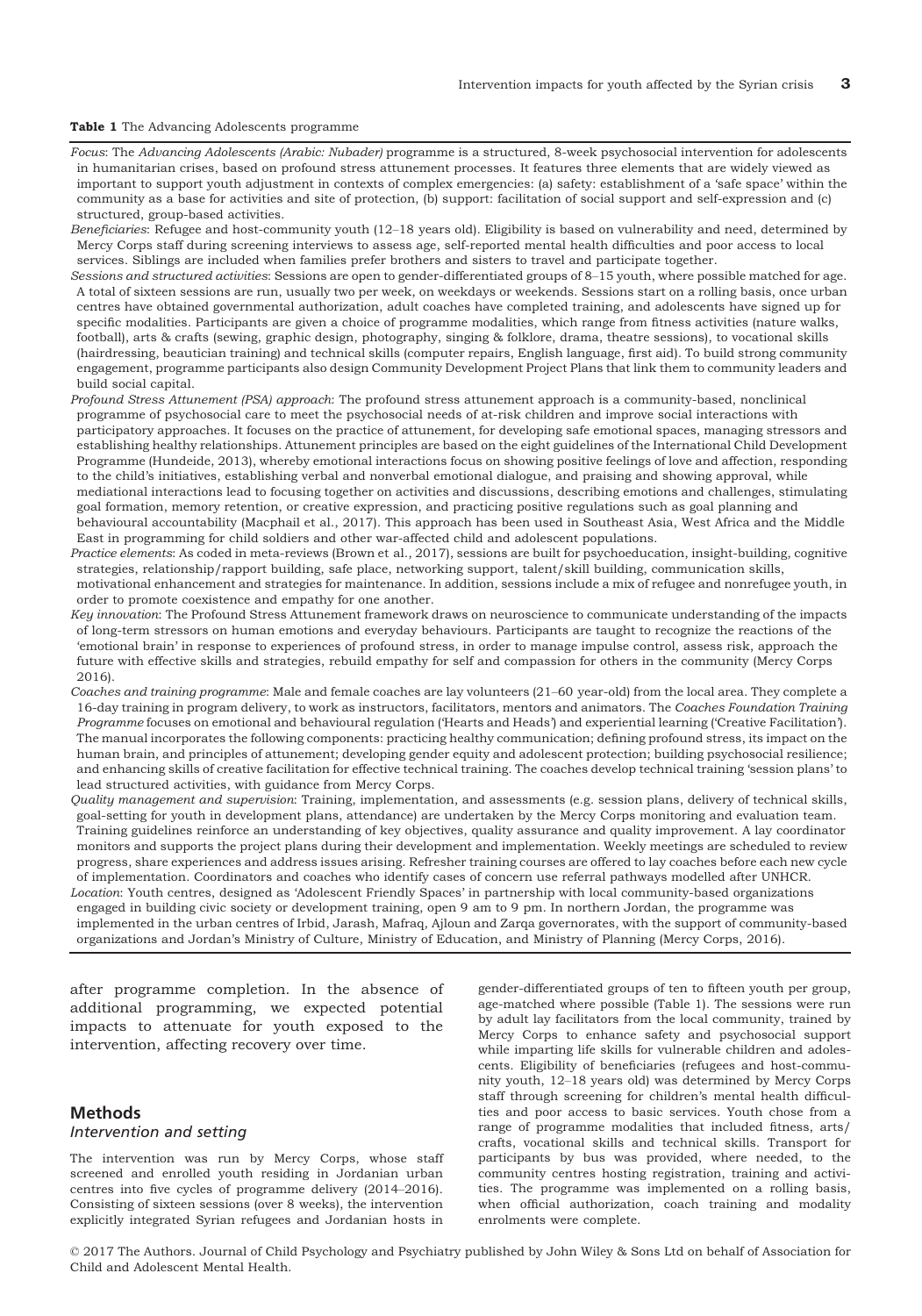**Table 1** The Advancing Adolescents programme

*Focus*: The *Advancing Adolescents (Arabic: Nubader)* programme is a structured, 8-week psychosocial intervention for adolescents in humanitarian crises, based on profound stress attunement processes. It features three elements that are widely viewed as important to support youth adjustment in contexts of complex emergencies: (a) safety: establishment of a 'safe space' within the community as a base for activities and site of protection, (b) support: facilitation of social support and self-expression and (c) structured, group-based activities.

*Beneficiaries*: Refugee and host-community youth (12–18 years old). Eligibility is based on vulnerability and need, determined by Mercy Corps staff during screening interviews to assess age, self-reported mental health difficulties and poor access to local services. Siblings are included when families prefer brothers and sisters to travel and participate together.

*Sessions and structured activities*: Sessions are open to gender-differentiated groups of 8–15 youth, where possible matched for age. A total of sixteen sessions are run, usually two per week, on weekdays or weekends. Sessions start on a rolling basis, once urban centres have obtained governmental authorization, adult coaches have completed training, and adolescents have signed up for specific modalities. Participants are given a choice of programme modalities, which range from fitness activities (nature walks, football), arts & crafts (sewing, graphic design, photography, singing & folklore, drama, theatre sessions), to vocational skills (hairdressing, beautician training) and technical skills (computer repairs, English language, first aid). To build strong community engagement, programme participants also design Community Development Project Plans that link them to community leaders and build social capital.

*Profound Stress Attunement (PSA) approach*: The profound stress attunement approach is a community-based, nonclinical programme of psychosocial care to meet the psychosocial needs of at-risk children and improve social interactions with participatory approaches. It focuses on the practice of attunement, for developing safe emotional spaces, managing stressors and establishing healthy relationships. Attunement principles are based on the eight guidelines of the International Child Development Programme (Hundeide, 2013), whereby emotional interactions focus on showing positive feelings of love and affection, responding to the child's initiatives, establishing verbal and nonverbal emotional dialogue, and praising and showing approval, while mediational interactions lead to focusing together on activities and discussions, describing emotions and challenges, stimulating goal formation, memory retention, or creative expression, and practicing positive regulations such as goal planning and behavioural accountability (Macphail et al., 2017). This approach has been used in Southeast Asia, West Africa and the Middle East in programming for child soldiers and other war-affected child and adolescent populations.

*Practice elements*: As coded in meta-reviews (Brown et al., 2017), sessions are built for psychoeducation, insight-building, cognitive strategies, relationship/rapport building, safe place, networking support, talent/skill building, communication skills, motivational enhancement and strategies for maintenance. In addition, sessions include a mix of refugee and nonrefugee youth, in order to promote coexistence and empathy for one another.

*Key innovation*: The Profound Stress Attunement framework draws on neuroscience to communicate understanding of the impacts of long-term stressors on human emotions and everyday behaviours. Participants are taught to recognize the reactions of the 'emotional brain' in response to experiences of profound stress, in order to manage impulse control, assess risk, approach the future with effective skills and strategies, rebuild empathy for self and compassion for others in the community (Mercy Corps 2016).

*Coaches and training programme*: Male and female coaches are lay volunteers (21–60 year-old) from the local area. They complete a 16-day training in program delivery, to work as instructors, facilitators, mentors and animators. The *Coaches Foundation Training Programme* focuses on emotional and behavioural regulation ('Hearts and Heads') and experiential learning ('Creative Facilitation'). The manual incorporates the following components: practicing healthy communication; defining profound stress, its impact on the human brain, and principles of attunement; developing gender equity and adolescent protection; building psychosocial resilience; and enhancing skills of creative facilitation for effective technical training. The coaches develop technical training 'session plans' to lead structured activities, with guidance from Mercy Corps.

*Quality management and supervision*: Training, implementation, and assessments (e.g. session plans, delivery of technical skills, goal-setting for youth in development plans, attendance) are undertaken by the Mercy Corps monitoring and evaluation team. Training guidelines reinforce an understanding of key objectives, quality assurance and quality improvement. A lay coordinator monitors and supports the project plans during their development and implementation. Weekly meetings are scheduled to review progress, share experiences and address issues arising. Refresher training courses are offered to lay coaches before each new cycle of implementation. Coordinators and coaches who identify cases of concern use referral pathways modelled after UNHCR.

*Location*: Youth centres, designed as 'Adolescent Friendly Spaces' in partnership with local community-based organizations engaged in building civic society or development training, open 9 am to 9 pm. In northern Jordan, the programme was implemented in the urban centres of Irbid, Jarash, Mafraq, Ajloun and Zarqa governorates, with the support of community-based organizations and Jordan's Ministry of Culture, Ministry of Education, and Ministry of Planning (Mercy Corps, 2016).

after programme completion. In the absence of additional programming, we expected potential impacts to attenuate for youth exposed to the intervention, affecting recovery over time.

## Methods

### Intervention and setting

The intervention was run by Mercy Corps, whose staff screened and enrolled youth residing in Jordanian urban centres into five cycles of programme delivery (2014–2016). Consisting of sixteen sessions (over 8 weeks), the intervention explicitly integrated Syrian refugees and Jordanian hosts in gender-differentiated groups of ten to fifteen youth per group, age-matched where possible (Table 1). The sessions were run by adult lay facilitators from the local community, trained by Mercy Corps to enhance safety and psychosocial support while imparting life skills for vulnerable children and adolescents. Eligibility of beneficiaries (refugees and host-community youth, 12–18 years old) was determined by Mercy Corps staff through screening for children's mental health difficulties and poor access to basic services. Youth chose from a range of programme modalities that included fitness, arts/crafts, vocational skills and technical skills. Transport for participants by bus was provided, where needed, to the community centres hosting registration, training and activities. The programme was implemented on a rolling basis, when official authorization, coach training and modality enrolments were complete.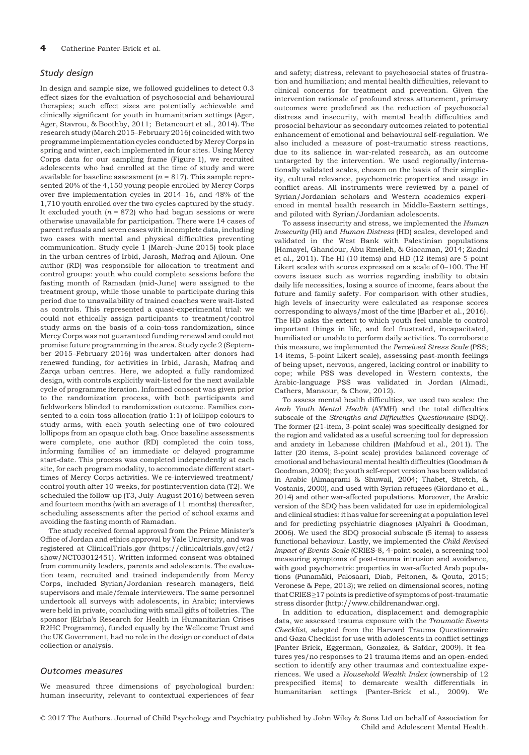### Study design

In design and sample size, we followed guidelines to detect 0.3 effect sizes for the evaluation of psychosocial and behavioural therapies; such effect sizes are potentially achievable and clinically significant for youth in humanitarian settings (Ager, Ager, Stavrou, & Boothby, 2011; Betancourt et al., 2014). The research study (March 2015–February 2016) coincided with two programme implementation cycles conducted by Mercy Corps in spring and winter, each implemented in four sites. Using Mercy Corps data for our sampling frame (Figure 1), we recruited adolescents who had enrolled at the time of study and were available for baseline assessment ($n$ = 817). This sample represented 20% of the 4,150 young people enrolled by Mercy Corps over five implementation cycles in 2014–16, and 48% of the 1,710 youth enrolled over the two cycles captured by the study. It excluded youth ($n$ = 872) who had begun sessions or were otherwise unavailable for participation. There were 14 cases of parent refusals and seven cases with incomplete data, including two cases with mental and physical difficulties preventing communication. Study cycle 1 (March–June 2015) took place in the urban centres of Irbid, Jarash, Mafraq and Ajloun. One author (RD) was responsible for allocation to treatment and control groups: youth who could complete sessions before the fasting month of Ramadan (mid-June) were assigned to the treatment group, while those unable to participate during this period due to unavailability of trained coaches were wait-listed as controls. This represented a quasi-experimental trial: we could not ethically assign participants to treatment/control study arms on the basis of a coin-toss randomization, since Mercy Corps was not guaranteed funding renewal and could not promise future programming in the area. Study cycle 2 (September 2015–February 2016) was undertaken after donors had renewed funding, for activities in Irbid, Jarash, Mafraq and Zarqa urban centres. Here, we adopted a fully randomized design, with controls explicitly wait-listed for the next available cycle of programme iteration. Informed consent was given prior to the randomization process, with both participants and fieldworkers blinded to randomization outcome. Families consented to a coin-toss allocation (ratio 1:1) of lollipop colours to study arms, with each youth selecting one of two coloured lollipops from an opaque cloth bag. Once baseline assessments were complete, one author (RD) completed the coin toss, informing families of an immediate or delayed programme start-date. This process was completed independently at each site, for each program modality, to accommodate different start-times of Mercy Corps activities. We re-interviewed treatment/control youth after 10 weeks, for postintervention data (T2). We scheduled the follow-up (T3, July–August 2016) between seven and fourteen months (with an average of 11 months) thereafter, scheduling assessments after the period of school exams and avoiding the fasting month of Ramadan.

The study received formal approval from the Prime Minister's Office of Jordan and ethics approval by Yale University, and was registered at ClinicalTrials.gov (https://clinicaltrials.gov/ct2/show/NCT03012451). Written informed consent was obtained from community leaders, parents and adolescents. The evaluation team, recruited and trained independently from Mercy Corps, included Syrian/Jordanian research managers, field supervisors and male/female interviewers. The same personnel undertook all surveys with adolescents, in Arabic; interviews were held in private, concluding with small gifts of toiletries. The sponsor (Elrha's Research for Health in Humanitarian Crises R2HC Programme), funded equally by the Wellcome Trust and the UK Government, had no role in the design or conduct of data collection or analysis.

### Outcomes measures

We measured three dimensions of psychological burden: human insecurity, relevant to contextual experiences of fear and safety; distress, relevant to psychosocial states of frustration and humiliation; and mental health difficulties, relevant to clinical concerns for treatment and prevention. Given the intervention rationale of profound stress attunement, primary outcomes were predefined as the reduction of psychosocial distress and insecurity, with mental health difficulties and prosocial behaviour as secondary outcomes related to potential enhancement of emotional and behavioural self-regulation. We also included a measure of post-traumatic stress reactions, due to its salience in war-related research, as an outcome untargeted by the intervention. We used regionally/internationally validated scales, chosen on the basis of their simplicity, cultural relevance, psychometric properties and usage in conflict areas. All instruments were reviewed by a panel of Syrian/Jordanian scholars and Western academics experienced in mental health research in Middle-Eastern settings, and piloted with Syrian/Jordanian adolescents.

To assess insecurity and stress, we implemented the *Human Insecurity* (HI) and *Human Distress* (HD) scales, developed and validated in the West Bank with Palestinian populations (Hamayel, Ghandour, Abu Rmeileh, & Giacaman, 2014; Ziadni et al., 2011). The HI (10 items) and HD (12 items) are 5-point Likert scales with scores expressed on a scale of 0–100. The HI covers issues such as worries regarding inability to obtain daily life necessities, losing a source of income, fears about the future and family safety. For comparison with other studies, high levels of insecurity were calculated as response scores corresponding to always/most of the time (Barber et al., 2016). The HD asks the extent to which youth feel unable to control important things in life, and feel frustrated, incapacitated, humiliated or unable to perform daily activities. To corroborate this measure, we implemented the *Perceived Stress Scale* (PSS; 14 items, 5-point Likert scale), assessing past-month feelings of being upset, nervous, angered, lacking control or inability to cope; while PSS was developed in Western contexts, the Arabic-language PSS was validated in Jordan (Almadi, Cathers, Mansour, & Chow, 2012).

To assess mental health difficulties, we used two scales: the *Arab Youth Mental Health* (AYMH) and the total difficulties subscale of the *Strengths and Difficulties Questionnaire* (SDQ). The former (21-item, 3-point scale) was specifically designed for the region and validated as a useful screening tool for depression and anxiety in Lebanese children (Mahfoud et al., 2011). The latter (20 items, 3-point scale) provides balanced coverage of emotional and behavioural mental health difficulties (Goodman & Goodman, 2009); the youth self-report version has been validated in Arabic (Almaqrami & Shuwail, 2004; Thabet, Stretch, & Vostanis, 2000), and used with Syrian refugees (Giordano et al., 2014) and other war-affected populations. Moreover, the Arabic version of the SDQ has been validated for use in epidemiological and clinical studies: it has value for screening at a population level and for predicting psychiatric diagnoses (Alyahri & Goodman, 2006). We used the SDQ prosocial subscale (5 items) to assess functional behaviour. Lastly, we implemented the *Child Revised Impact of Events Scale* (CRIES-8, 4-point scale), a screening tool measuring symptoms of post-trauma intrusion and avoidance, with good psychometric properties in war-affected Arab populations (Punamäki, Palosaari, Diab, Peltonen, & Qouta, 2015; Veronese & Pepe, 2013); we relied on dimensional scores, noting that CRIES $\geq$17 points is predictive of symptoms of post-traumatic stress disorder (http://www.childrenandwar.org).

In addition to education, displacement and demographic data, we assessed trauma exposure with the *Traumatic Events Checklist,* adapted from the Harvard Trauma Questionnaire and Gaza Checklist for use with adolescents in conflict settings (Panter-Brick, Eggerman, Gonzalez, & Safdar, 2009). It features yes/no responses to 21 trauma items and an open-ended section to identify any other traumas and contextualize experiences. We used a *Household Wealth Index* (ownership of 12 prespecified items) to demarcate wealth differentials in humanitarian settings (Panter-Brick et al., 2009). We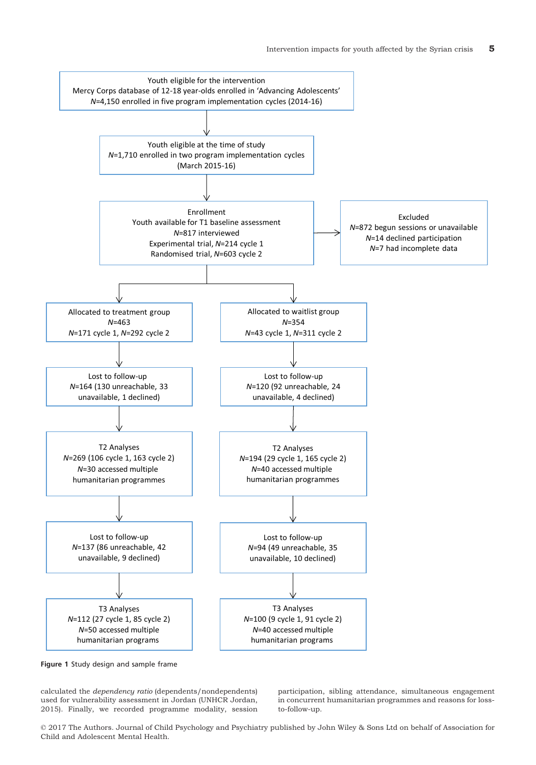Youth eligible for the intervention
Mercy Corps database of 12-18 year-olds enrolled in 'Advancing Adolescents'
*N*=4,150 enrolled in five program implementation cycles (2014-16)

↓

Youth eligible at the time of study
*N*=1,710 enrolled in two program implementation cycles
(March 2015-16)

↓

Enrollment
Youth available for T1 baseline assessment
*N*=817 interviewed
Experimental trial, *N*=214 cycle 1
Randomised trial, *N*=603 cycle 2

→ Excluded
*N*=872 begun sessions or unavailable
*N*=14 declined participation
*N*=7 had incomplete data

| Treatment group | Waitlist group |
|---|---|
| Allocated to treatment group<br>*N*=463<br>*N*=171 cycle 1, *N*=292 cycle 2 | Allocated to waitlist group<br>*N*=354<br>*N*=43 cycle 1, *N*=311 cycle 2 |
| Lost to follow-up<br>*N*=164 (130 unreachable, 33 unavailable, 1 declined) | Lost to follow-up<br>*N*=120 (92 unreachable, 24 unavailable, 4 declined) |
| T2 Analyses<br>*N*=269 (106 cycle 1, 163 cycle 2)<br>*N*=30 accessed multiple humanitarian programmes | T2 Analyses<br>*N*=194 (29 cycle 1, 165 cycle 2)<br>*N*=40 accessed multiple humanitarian programmes |
| Lost to follow-up<br>*N*=137 (86 unreachable, 42 unavailable, 9 declined) | Lost to follow-up<br>*N*=94 (49 unreachable, 35 unavailable, 10 declined) |
| T3 Analyses<br>*N*=112 (27 cycle 1, 85 cycle 2)<br>*N*=50 accessed multiple humanitarian programs | T3 Analyses<br>*N*=100 (9 cycle 1, 91 cycle 2)<br>*N*=40 accessed multiple humanitarian programs |

**Figure 1** Study design and sample frame

calculated the *dependency ratio* (dependents/nondependents) used for vulnerability assessment in Jordan (UNHCR Jordan, 2015). Finally, we recorded programme modality, session participation, sibling attendance, simultaneous engagement in concurrent humanitarian programmes and reasons for loss-to-follow-up.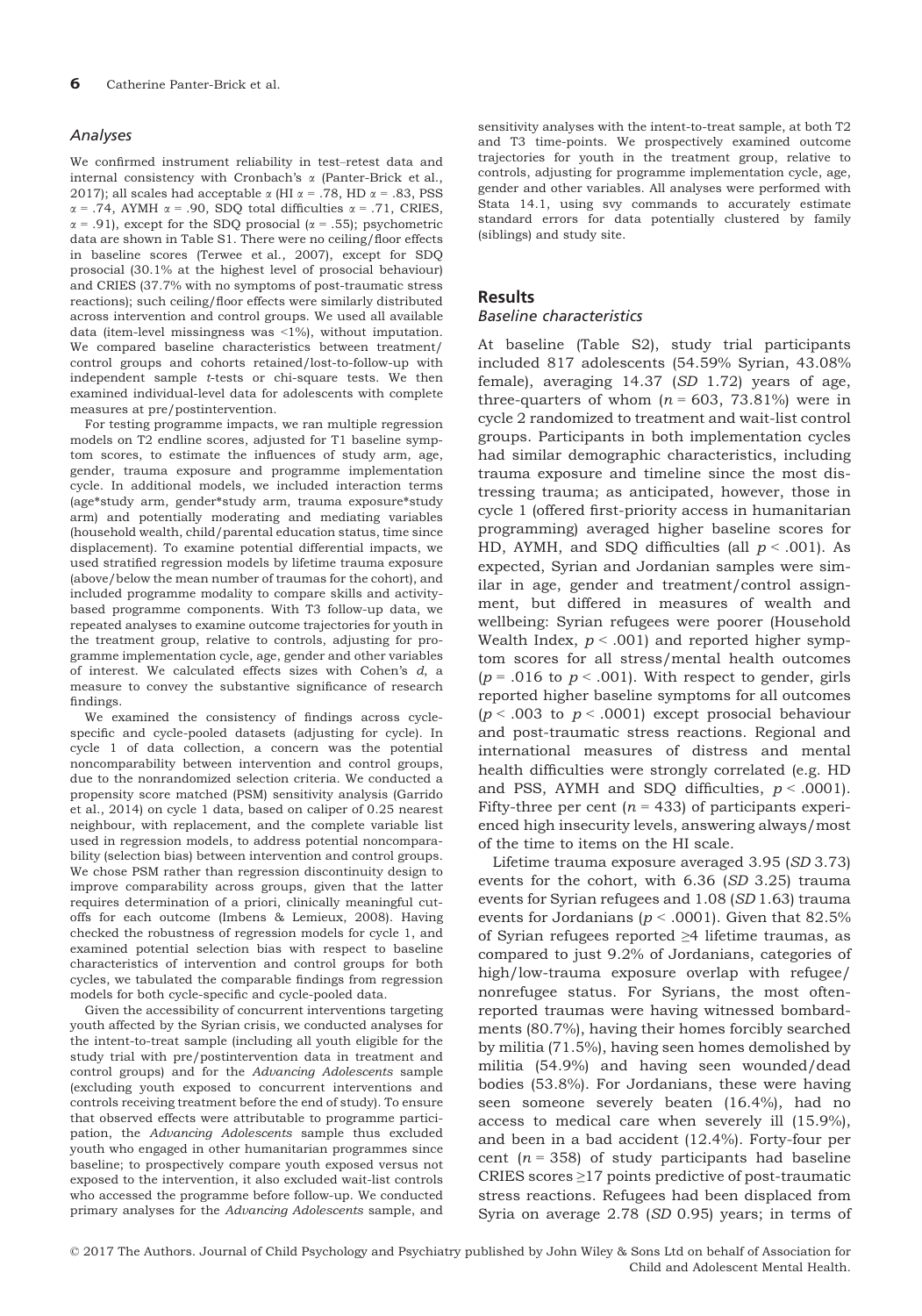### Analyses

We confirmed instrument reliability in test–retest data and internal consistency with Cronbach's α (Panter-Brick et al., 2017); all scales had acceptable α (HI α = .78, HD α = .83, PSS α = .74, AYMH α = .90, SDQ total difficulties α = .71, CRIES, α = .91), except for the SDQ prosocial (α = .55); psychometric data are shown in Table S1. There were no ceiling/floor effects in baseline scores (Terwee et al., 2007), except for SDQ prosocial (30.1% at the highest level of prosocial behaviour) and CRIES (37.7% with no symptoms of post-traumatic stress reactions); such ceiling/floor effects were similarly distributed across intervention and control groups. We used all available data (item-level missingness was <1%), without imputation. We compared baseline characteristics between treatment/control groups and cohorts retained/lost-to-follow-up with independent sample *t*-tests or chi-square tests. We then examined individual-level data for adolescents with complete measures at pre/postintervention.

For testing programme impacts, we ran multiple regression models on T2 endline scores, adjusted for T1 baseline symptom scores, to estimate the influences of study arm, age, gender, trauma exposure and programme implementation cycle. In additional models, we included interaction terms (age*study arm, gender*study arm, trauma exposure*study arm) and potentially moderating and mediating variables (household wealth, child/parental education status, time since displacement). To examine potential differential impacts, we used stratified regression models by lifetime trauma exposure (above/below the mean number of traumas for the cohort), and included programme modality to compare skills and activity-based programme components. With T3 follow-up data, we repeated analyses to examine outcome trajectories for youth in the treatment group, relative to controls, adjusting for programme implementation cycle, age, gender and other variables of interest. We calculated effects sizes with Cohen's *d*, a measure to convey the substantive significance of research findings.

We examined the consistency of findings across cycle-specific and cycle-pooled datasets (adjusting for cycle). In cycle 1 of data collection, a concern was the potential noncomparability between intervention and control groups, due to the nonrandomized selection criteria. We conducted a propensity score matched (PSM) sensitivity analysis (Garrido et al., 2014) on cycle 1 data, based on caliper of 0.25 nearest neighbour, with replacement, and the complete variable list used in regression models, to address potential noncomparability (selection bias) between intervention and control groups. We chose PSM rather than regression discontinuity design to improve comparability across groups, given that the latter requires determination of a priori, clinically meaningful cutoffs for each outcome (Imbens & Lemieux, 2008). Having checked the robustness of regression models for cycle 1, and examined potential selection bias with respect to baseline characteristics of intervention and control groups for both cycles, we tabulated the comparable findings from regression models for both cycle-specific and cycle-pooled data.

Given the accessibility of concurrent interventions targeting youth affected by the Syrian crisis, we conducted analyses for the intent-to-treat sample (including all youth eligible for the study trial with pre/postintervention data in treatment and control groups) and for the *Advancing Adolescents* sample (excluding youth exposed to concurrent interventions and controls receiving treatment before the end of study). To ensure that observed effects were attributable to programme participation, the *Advancing Adolescents* sample thus excluded youth who engaged in other humanitarian programmes since baseline; to prospectively compare youth exposed versus not exposed to the intervention, it also excluded wait-list controls who accessed the programme before follow-up. We conducted primary analyses for the *Advancing Adolescents* sample, and sensitivity analyses with the intent-to-treat sample, at both T2 and T3 time-points. We prospectively examined outcome trajectories for youth in the treatment group, relative to controls, adjusting for programme implementation cycle, age, gender and other variables. All analyses were performed with Stata 14.1, using svy commands to accurately estimate standard errors for data potentially clustered by family (siblings) and study site.

## Results

### Baseline characteristics

At baseline (Table S2), study trial participants included 817 adolescents (54.59% Syrian, 43.08% female), averaging 14.37 (*SD* 1.72) years of age, three-quarters of whom (*n* = 603, 73.81%) were in cycle 2 randomized to treatment and wait-list control groups. Participants in both implementation cycles had similar demographic characteristics, including trauma exposure and timeline since the most distressing trauma; as anticipated, however, those in cycle 1 (offered first-priority access in humanitarian programming) averaged higher baseline scores for HD, AYMH, and SDQ difficulties (all $p < .001$). As expected, Syrian and Jordanian samples were similar in age, gender and treatment/control assignment, but differed in measures of wealth and wellbeing: Syrian refugees were poorer (Household Wealth Index, $p < .001$) and reported higher symptom scores for all stress/mental health outcomes ($p = .016$ to $p < .001$). With respect to gender, girls reported higher baseline symptoms for all outcomes ($p < .003$ to $p < .0001$) except prosocial behaviour and post-traumatic stress reactions. Regional and international measures of distress and mental health difficulties were strongly correlated (e.g. HD and PSS, AYMH and SDQ difficulties, $p < .0001$). Fifty-three per cent (*n* = 433) of participants experienced high insecurity levels, answering always/most of the time to items on the HI scale.

Lifetime trauma exposure averaged 3.95 (*SD* 3.73) events for the cohort, with 6.36 (*SD* 3.25) trauma events for Syrian refugees and 1.08 (*SD* 1.63) trauma events for Jordanians ($p < .0001$). Given that 82.5% of Syrian refugees reported ≥4 lifetime traumas, as compared to just 9.2% of Jordanians, categories of high/low-trauma exposure overlap with refugee/nonrefugee status. For Syrians, the most often-reported traumas were having witnessed bombardments (80.7%), having their homes forcibly searched by militia (71.5%), having seen homes demolished by militia (54.9%) and having seen wounded/dead bodies (53.8%). For Jordanians, these were having seen someone severely beaten (16.4%), had no access to medical care when severely ill (15.9%), and been in a bad accident (12.4%). Forty-four per cent (*n* = 358) of study participants had baseline CRIES scores ≥17 points predictive of post-traumatic stress reactions. Refugees had been displaced from Syria on average 2.78 (*SD* 0.95) years; in terms of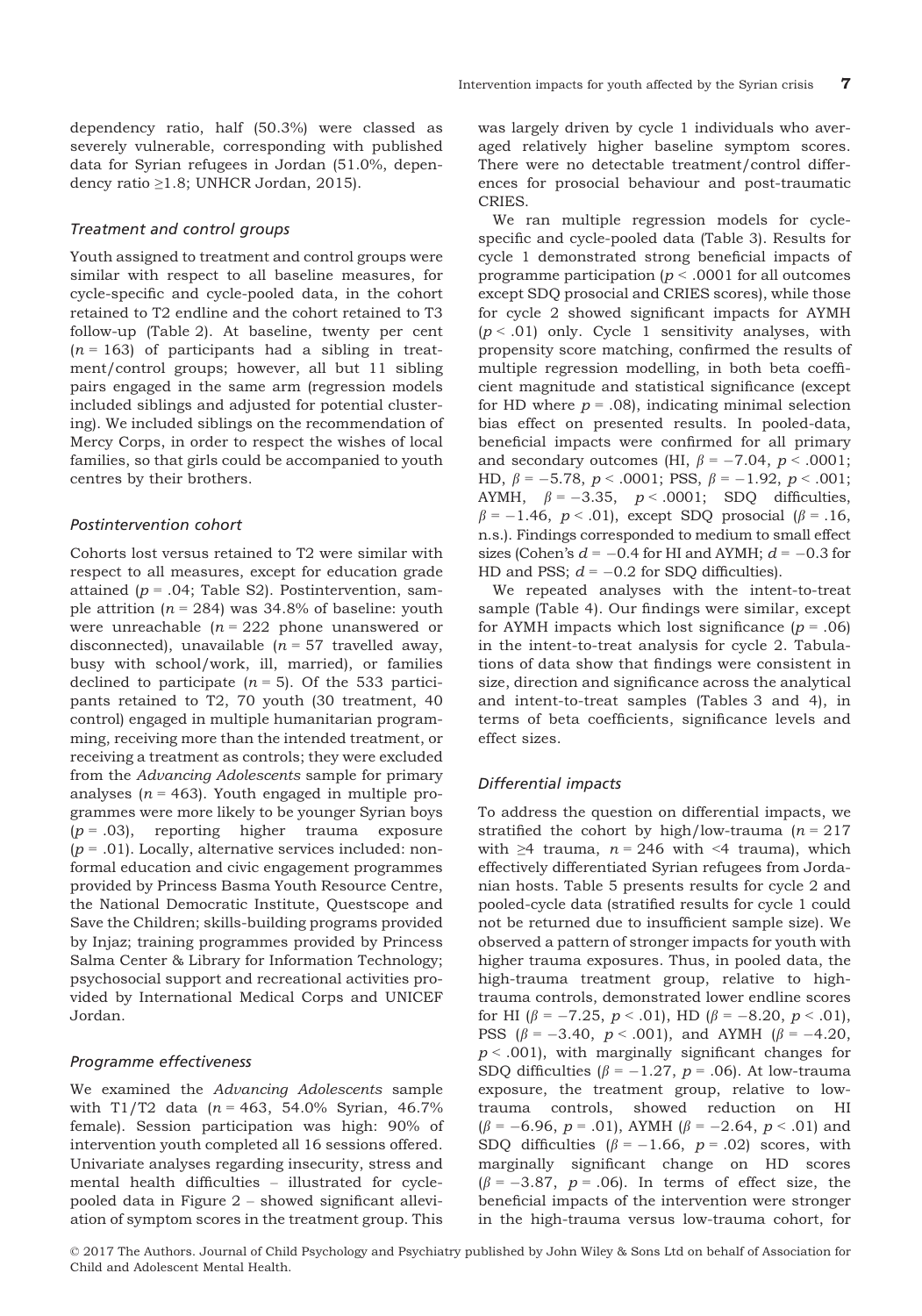dependency ratio, half (50.3%) were classed as severely vulnerable, corresponding with published data for Syrian refugees in Jordan (51.0%, dependency ratio ≥1.8; UNHCR Jordan, 2015).

### Treatment and control groups

Youth assigned to treatment and control groups were similar with respect to all baseline measures, for cycle-specific and cycle-pooled data, in the cohort retained to T2 endline and the cohort retained to T3 follow-up (Table 2). At baseline, twenty per cent ($n = 163$) of participants had a sibling in treatment/control groups; however, all but 11 sibling pairs engaged in the same arm (regression models included siblings and adjusted for potential clustering). We included siblings on the recommendation of Mercy Corps, in order to respect the wishes of local families, so that girls could be accompanied to youth centres by their brothers.

### Postintervention cohort

Cohorts lost versus retained to T2 were similar with respect to all measures, except for education grade attained ($p = .04$; Table S2). Postintervention, sample attrition ($n = 284$) was 34.8% of baseline: youth were unreachable ($n = 222$ phone unanswered or disconnected), unavailable ($n = 57$ travelled away, busy with school/work, ill, married), or families declined to participate ($n = 5$). Of the 533 participants retained to T2, 70 youth (30 treatment, 40 control) engaged in multiple humanitarian programming, receiving more than the intended treatment, or receiving a treatment as controls; they were excluded from the *Advancing Adolescents* sample for primary analyses ($n = 463$). Youth engaged in multiple programmes were more likely to be younger Syrian boys ($p = .03$), reporting higher trauma exposure ($p = .01$). Locally, alternative services included: nonformal education and civic engagement programmes provided by Princess Basma Youth Resource Centre, the National Democratic Institute, Questscope and Save the Children; skills-building programs provided by Injaz; training programmes provided by Princess Salma Center & Library for Information Technology; psychosocial support and recreational activities provided by International Medical Corps and UNICEF Jordan.

### Programme effectiveness

We examined the *Advancing Adolescents* sample with T1/T2 data ($n = 463$, 54.0% Syrian, 46.7% female). Session participation was high: 90% of intervention youth completed all 16 sessions offered. Univariate analyses regarding insecurity, stress and mental health difficulties – illustrated for cycle-pooled data in Figure 2 – showed significant alleviation of symptom scores in the treatment group. This was largely driven by cycle 1 individuals who averaged relatively higher baseline symptom scores. There were no detectable treatment/control differences for prosocial behaviour and post-traumatic CRIES.

We ran multiple regression models for cycle-specific and cycle-pooled data (Table 3). Results for cycle 1 demonstrated strong beneficial impacts of programme participation ($p < .0001$ for all outcomes except SDQ prosocial and CRIES scores), while those for cycle 2 showed significant impacts for AYMH ($p < .01$) only. Cycle 1 sensitivity analyses, with propensity score matching, confirmed the results of multiple regression modelling, in both beta coefficient magnitude and statistical significance (except for HD where $p = .08$), indicating minimal selection bias effect on presented results. In pooled-data, beneficial impacts were confirmed for all primary and secondary outcomes (HI, $\beta = -7.04$, $p < .0001$; HD, $\beta = -5.78$, $p < .0001$; PSS, $\beta = -1.92$, $p < .001$; AYMH, $\beta = -3.35$, $p < .0001$; SDQ difficulties, $\beta = -1.46$, $p < .01$), except SDQ prosocial ($\beta = .16$, n.s.). Findings corresponded to medium to small effect sizes (Cohen's $d = -0.4$ for HI and AYMH; $d = -0.3$ for HD and PSS; $d = -0.2$ for SDQ difficulties).

We repeated analyses with the intent-to-treat sample (Table 4). Our findings were similar, except for AYMH impacts which lost significance ($p = .06$) in the intent-to-treat analysis for cycle 2. Tabulations of data show that findings were consistent in size, direction and significance across the analytical and intent-to-treat samples (Tables 3 and 4), in terms of beta coefficients, significance levels and effect sizes.

### Differential impacts

To address the question on differential impacts, we stratified the cohort by high/low-trauma ($n = 217$ with ≥4 trauma, $n = 246$ with <4 trauma), which effectively differentiated Syrian refugees from Jordanian hosts. Table 5 presents results for cycle 2 and pooled-cycle data (stratified results for cycle 1 could not be returned due to insufficient sample size). We observed a pattern of stronger impacts for youth with higher trauma exposures. Thus, in pooled data, the high-trauma treatment group, relative to high-trauma controls, demonstrated lower endline scores for HI ($\beta = -7.25$, $p < .01$), HD ($\beta = -8.20$, $p < .01$), PSS ($\beta = -3.40$, $p < .001$), and AYMH ($\beta = -4.20$, $p < .001$), with marginally significant changes for SDQ difficulties ($\beta = -1.27$, $p = .06$). At low-trauma exposure, the treatment group, relative to low-trauma controls, showed reduction on HI ($\beta = -6.96$, $p = .01$), AYMH ($\beta = -2.64$, $p < .01$) and SDQ difficulties ($\beta = -1.66$, $p = .02$) scores, with marginally significant change on HD scores ($\beta = -3.87$, $p = .06$). In terms of effect size, the beneficial impacts of the intervention were stronger in the high-trauma versus low-trauma cohort, for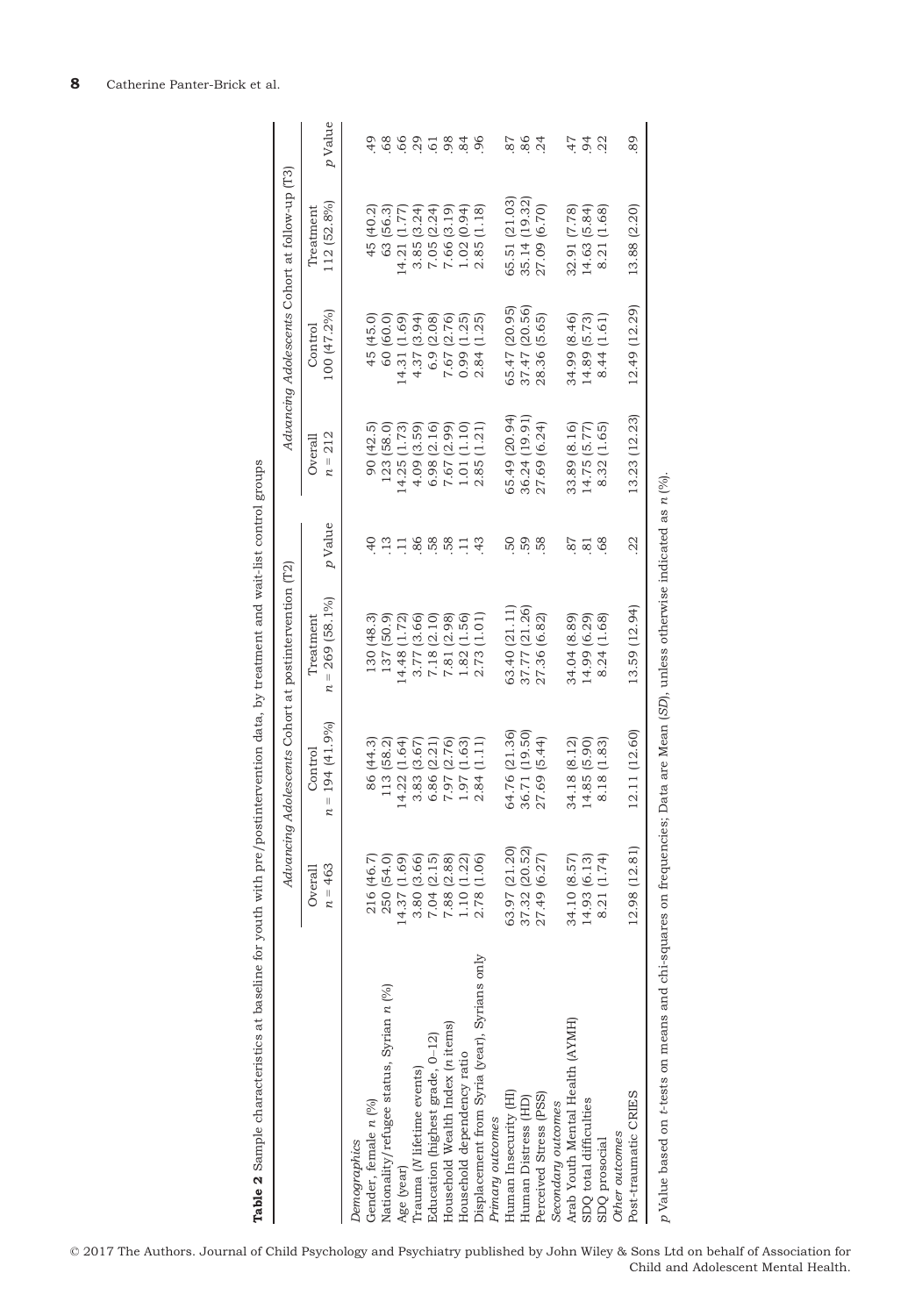**Table 2** Sample characteristics at baseline for youth with pre/postintervention data, by treatment and wait-list control groups

| | *Advancing Adolescents* Cohort at postintervention (T2) | | | | *Advancing Adolescents* Cohort at follow-up (T3) | | | |
|---|---|---|---|---|---|---|---|---|
| | Overall $n = 463$ | Control $n = 194$ (41.9%) | Treatment $n = 269$ (58.1%) | $p$ Value | Overall $n = 212$ | Control 100 (47.2%) | Treatment 112 (52.8%) | $p$ Value |
| *Demographics* | | | | | | | | |
| Gender, female $n$ (%) | 216 (46.7) | 86 (44.3) | 130 (48.3) | .40 | 90 (42.5) | 45 (45.0) | 45 (40.2) | .49 |
| Nationality/refugee status, Syrian $n$ (%) | 250 (54.0) | 113 (58.2) | 137 (50.9) | .13 | 123 (58.0) | 60 (60.0) | 63 (56.3) | .68 |
| Age (year) | 14.37 (1.69) | 14.22 (1.64) | 14.48 (1.72) | .11 | 14.25 (1.73) | 14.31 (1.69) | 14.21 (1.77) | .66 |
| Trauma ($N$ lifetime events) | 3.80 (3.66) | 3.83 (3.67) | 3.77 (3.66) | .86 | 4.09 (3.59) | 4.37 (3.94) | 3.85 (3.24) | .29 |
| Education (highest grade, 0–12) | 7.04 (2.15) | 6.86 (2.21) | 7.18 (2.10) | .58 | 6.98 (2.16) | 6.9 (2.08) | 7.05 (2.24) | .61 |
| Household Wealth Index ($n$ items) | 7.88 (2.88) | 7.97 (2.76) | 7.81 (2.98) | .58 | 7.67 (2.99) | 7.67 (2.76) | 7.66 (3.19) | .98 |
| Household dependency ratio | 1.10 (1.22) | 1.97 (1.63) | 1.82 (1.56) | .11 | 1.01 (1.10) | 0.99 (1.25) | 1.02 (0.94) | .84 |
| Displacement from Syria (year), Syrians only | 2.78 (1.06) | 2.84 (1.11) | 2.73 (1.01) | .43 | 2.85 (1.21) | 2.84 (1.25) | 2.85 (1.18) | .96 |
| *Primary outcomes* | | | | | | | | |
| Human Insecurity (HI) | 63.97 (21.20) | 64.76 (21.36) | 63.40 (21.11) | .50 | 65.49 (20.94) | 65.47 (20.95) | 65.51 (21.03) | .87 |
| Human Distress (HD) | 37.32 (20.52) | 36.71 (19.50) | 37.77 (21.26) | .59 | 36.24 (19.91) | 37.47 (20.56) | 35.14 (19.32) | .86 |
| Perceived Stress (PSS) | 27.49 (6.27) | 27.69 (5.44) | 27.36 (6.82) | .58 | 27.69 (6.24) | 28.36 (5.65) | 27.09 (6.70) | .24 |
| *Secondary outcomes* | | | | | | | | |
| Arab Youth Mental Health (AYMH) | 34.10 (8.57) | 34.18 (8.12) | 34.04 (8.89) | .87 | 33.89 (8.16) | 34.99 (8.46) | 32.91 (7.78) | .47 |
| SDQ total difficulties | 14.93 (6.13) | 14.85 (5.90) | 14.99 (6.29) | .81 | 14.75 (5.77) | 14.89 (5.73) | 14.63 (5.84) | .94 |
| SDQ prosocial | 8.21 (1.74) | 8.18 (1.83) | 8.24 (1.68) | .68 | 8.32 (1.65) | 8.44 (1.61) | 8.21 (1.68) | .22 |
| *Other outcomes* | | | | | | | | |
| Post-traumatic CRIES | 12.98 (12.81) | 12.11 (12.60) | 13.59 (12.94) | .22 | 13.23 (12.23) | 12.49 (12.29) | 13.88 (2.20) | .89 |

$p$ Value based on $t$-tests on means and chi-squares on frequencies; Data are Mean (*SD*), unless otherwise indicated as $n$ (%).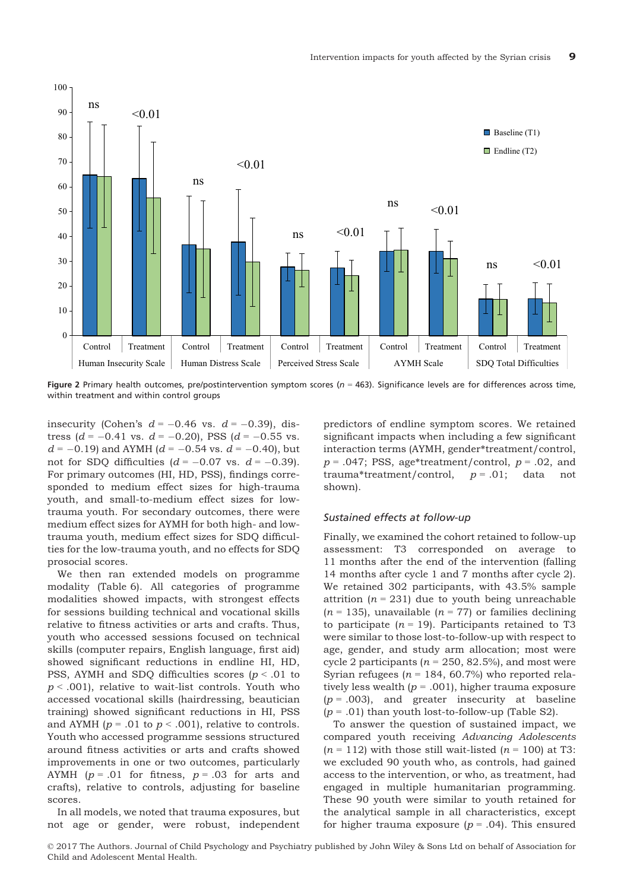Figure 2 Primary health outcomes, pre/postintervention symptom scores ($n$ = 463). Significance levels are for differences across time, within treatment and within control groups

insecurity (Cohen's $d = -0.46$ vs. $d = -0.39$), distress ($d = -0.41$ vs. $d = -0.20$), PSS ($d = -0.55$ vs. $d = -0.19$) and AYMH ($d = -0.54$ vs. $d = -0.40$), but not for SDQ difficulties ($d = -0.07$ vs. $d = -0.39$). For primary outcomes (HI, HD, PSS), findings corresponded to medium effect sizes for high-trauma youth, and small-to-medium effect sizes for low-trauma youth. For secondary outcomes, there were medium effect sizes for AYMH for both high- and low-trauma youth, medium effect sizes for SDQ difficulties for the low-trauma youth, and no effects for SDQ prosocial scores.

We then ran extended models on programme modality (Table 6). All categories of programme modalities showed impacts, with strongest effects for sessions building technical and vocational skills relative to fitness activities or arts and crafts. Thus, youth who accessed sessions focused on technical skills (computer repairs, English language, first aid) showed significant reductions in endline HI, HD, PSS, AYMH and SDQ difficulties scores ($p < .01$ to $p < .001$), relative to wait-list controls. Youth who accessed vocational skills (hairdressing, beautician training) showed significant reductions in HI, PSS and AYMH ($p = .01$ to $p < .001$), relative to controls. Youth who accessed programme sessions structured around fitness activities or arts and crafts showed improvements in one or two outcomes, particularly AYMH ($p = .01$ for fitness, $p = .03$ for arts and crafts), relative to controls, adjusting for baseline scores.

In all models, we noted that trauma exposures, but not age or gender, were robust, independent predictors of endline symptom scores. We retained significant impacts when including a few significant interaction terms (AYMH, gender*treatment/control, $p = .047$; PSS, age*treatment/control, $p = .02$, and trauma*treatment/control, $p = .01$; data not shown).

### Sustained effects at follow-up

Finally, we examined the cohort retained to follow-up assessment: T3 corresponded on average to 11 months after the end of the intervention (falling 14 months after cycle 1 and 7 months after cycle 2). We retained 302 participants, with 43.5% sample attrition ($n = 231$) due to youth being unreachable ($n = 135$), unavailable ($n = 77$) or families declining to participate ($n = 19$). Participants retained to T3 were similar to those lost-to-follow-up with respect to age, gender, and study arm allocation; most were cycle 2 participants ($n = 250$, 82.5%), and most were Syrian refugees ($n = 184$, 60.7%) who reported relatively less wealth ($p = .001$), higher trauma exposure ($p = .003$), and greater insecurity at baseline ($p = .01$) than youth lost-to-follow-up (Table S2).

To answer the question of sustained impact, we compared youth receiving *Advancing Adolescents* ($n = 112$) with those still wait-listed ($n = 100$) at T3: we excluded 90 youth who, as controls, had gained access to the intervention, or who, as treatment, had engaged in multiple humanitarian programming. These 90 youth were similar to youth retained for the analytical sample in all characteristics, except for higher trauma exposure ($p = .04$). This ensured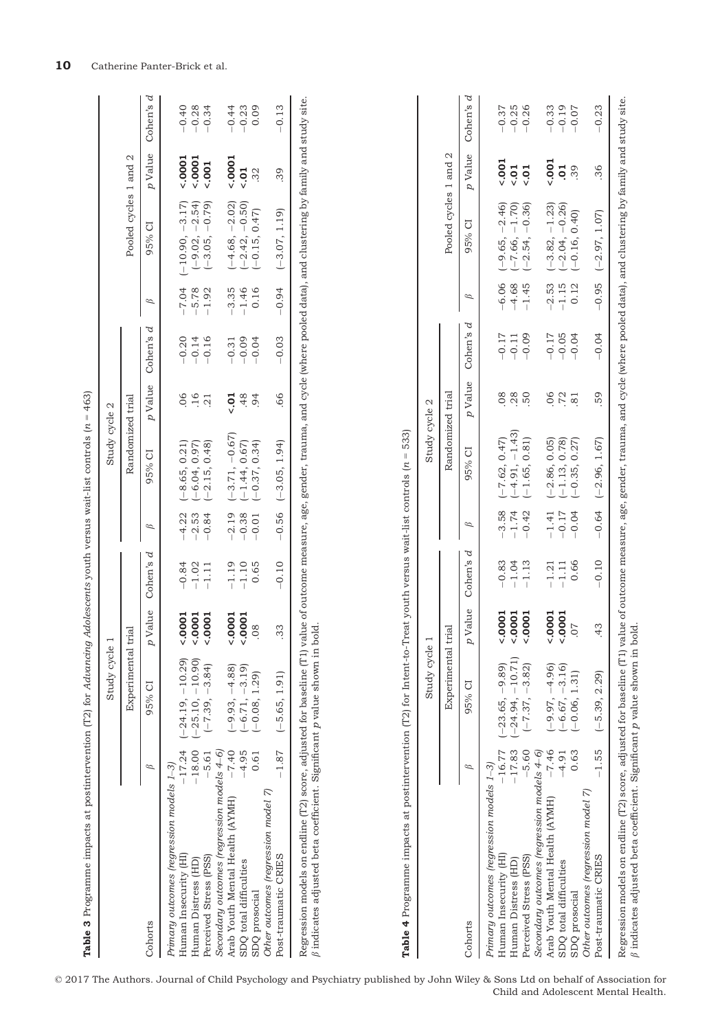**Table 3** Programme impacts at postintervention (T2) for *Advancing Adolescents* youth versus wait-list controls (*n* = 463)

| Cohorts | Study cycle 1 | | | | Study cycle 2 | | | | Pooled cycles 1 and 2 | | | |
|---|---|---|---|---|---|---|---|---|---|---|---|---|
| | Experimental trial | | | | Randomized trial | | | | | | | |
| | β | 95% CI | *p* Value | Cohen's *d* | β | 95% CI | *p* Value | Cohen's *d* | β | 95% CI | *p* Value | Cohen's *d* |
| *Primary outcomes (regression models 1–3)* | | | | | | | | | | | | |
| Human Insecurity (HI) | −17.24 | (−24.19, −10.29) | **<.0001** | −0.84 | −4.22 | (−8.65, 0.21) | .06 | −0.20 | −7.04 | (−10.90, −3.17) | **<.0001** | −0.40 |
| Human Distress (HD) | −18.00 | (−25.10, −10.90) | **<.0001** | −1.02 | −2.53 | (−6.04, 0.97) | .16 | −0.14 | −5.78 | (−9.02, −2.54) | **<.0001** | −0.28 |
| Perceived Stress (PSS) | −5.61 | (−7.39, −3.84) | **<.0001** | −1.11 | −0.84 | (−2.15, 0.48) | .21 | −0.16 | −1.92 | (−3.05, −0.79) | **<.001** | −0.34 |
| *Secondary outcomes (regression models 4–6)* | | | | | | | | | | | | |
| Arab Youth Mental Health (AYMH) | −7.40 | (−9.93, −4.88) | **<.0001** | −1.19 | −2.19 | (−3.71, −0.67) | **<.01** | −0.31 | −3.35 | (−4.68, −2.02) | **<.0001** | −0.44 |
| SDQ total difficulties | −4.95 | (−6.71, −3.19) | **<.0001** | −1.10 | −0.38 | (−1.44, 0.67) | .48 | −0.09 | −1.46 | (−2.42, −0.50) | **<.01** | −0.23 |
| SDQ prosocial | 0.61 | (−0.08, 1.29) | .08 | 0.65 | −0.01 | (−0.37, 0.34) | .94 | −0.04 | 0.16 | (−0.15, 0.47) | .32 | 0.09 |
| *Other outcomes (regression model 7)* | | | | | | | | | | | | |
| Post-traumatic CRIES | −1.87 | (−5.65, 1.91) | .33 | −0.10 | −0.56 | (−3.05, 1.94) | .66 | −0.03 | −0.94 | (−3.07, 1.19) | .39 | −0.13 |

Regression models on endline (T2) score, adjusted for baseline (T1) value of outcome measure, age, gender, trauma, and cycle (where pooled data), and clustering by family and study site. β indicates adjusted beta coefficient. Significant *p* value shown in bold.

**Table 4** Programme impacts at postintervention (T2) for Intent-to-Treat youth versus wait-list controls (*n* = 533)

| Cohorts | Study cycle 1 | | | | Study cycle 2 | | | | Pooled cycles 1 and 2 | | | |
|---|---|---|---|---|---|---|---|---|---|---|---|---|
| | Experimental trial | | | | Randomized trial | | | | | | | |
| | β | 95% CI | *p* Value | Cohen's *d* | β | 95% CI | *p* Value | Cohen's *d* | β | 95% CI | *p* Value | Cohen's *d* |
| *Primary outcomes (regression models 1–3)* | | | | | | | | | | | | |
| Human Insecurity (HI) | −16.77 | (−23.65, −9.89) | **<.0001** | −0.83 | −3.58 | (−7.62, 0.47) | .08 | −0.17 | −6.06 | (−9.65, −2.46) | **<.001** | −0.37 |
| Human Distress (HD) | −17.83 | (−24.94, −10.71) | **<.0001** | −1.04 | −1.74 | (−4.91, −1.43) | .28 | −0.11 | −4.68 | (−7.66, −1.70) | **<.01** | −0.25 |
| Perceived Stress (PSS) | −5.60 | (−7.37, −3.82) | **<.0001** | −1.13 | −0.42 | (−1.65, 0.81) | .50 | −0.09 | −1.45 | (−2.54, −0.36) | **<.01** | −0.26 |
| *Secondary outcomes (regression models 4–6)* | | | | | | | | | | | | |
| Arab Youth Mental Health (AYMH) | −7.46 | (−9.97, −4.96) | **<.0001** | −1.21 | −1.41 | (−2.86, 0.05) | .06 | −0.17 | −2.53 | (−3.82, −1.23) | **<.001** | −0.33 |
| SDQ total difficulties | −4.91 | (−6.67, −3.16) | **<.0001** | −1.11 | −0.17 | (−1.13, 0.78) | .72 | −0.05 | −1.15 | (−2.04, −0.26) | **.01** | −0.19 |
| SDQ prosocial | 0.63 | (−0.06, 1.31) | .07 | 0.66 | −0.04 | (−0.35, 0.27) | .81 | −0.04 | 0.12 | (−0.16, 0.40) | .39 | −0.07 |
| *Other outcomes (regression model 7)* | | | | | | | | | | | | |
| Post-traumatic CRIES | −1.55 | (−5.39, 2.29) | .43 | −0.10 | −0.64 | (−2.96, 1.67) | .59 | −0.04 | −0.95 | (−2.97, 1.07) | .36 | −0.23 |

Regression models on endline (T2) score, adjusted for baseline (T1) value of outcome measure, age, gender, trauma, and cycle (where pooled data), and clustering by family and study site. β indicates adjusted beta coefficient. Significant *p* value shown in bold.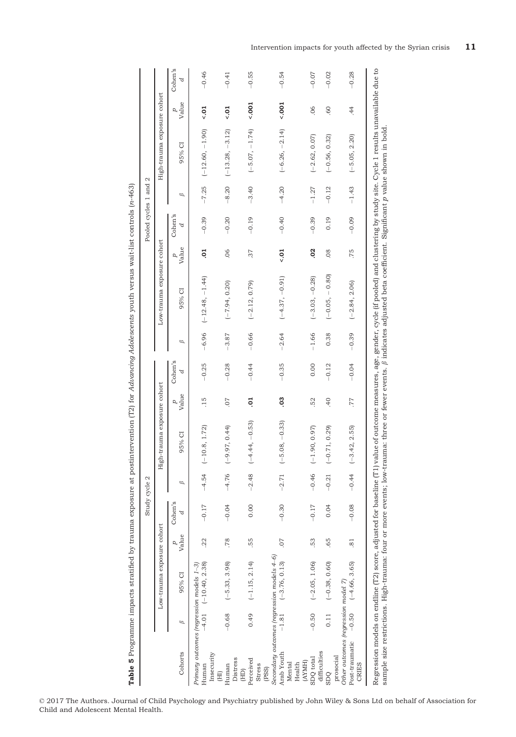**Table 5** Programme impacts stratified by trauma exposure at postintervention (T2) for *Advancing Adolescents* youth versus wait-list controls (n-463)

| Cohorts | Study cycle 2 | | | | | | | | Pooled cycles 1 and 2 | | | | | | | |
|---|---|---|---|---|---|---|---|---|---|---|---|---|---|---|---|---|
| | Low-trauma exposure cohort | | | | High-trauma exposure cohort | | | | Low-trauma exposure cohort | | | | High-trauma exposure cohort | | | |
| | β | 95% CI | *p* Value | Cohen's *d* | β | 95% CI | *p* Value | Cohen's *d* | β | 95% CI | *p* Value | Cohen's *d* | β | 95% CI | *p* Value | Cohen's *d* |
| *Primary outcomes (regression models 1–3)* | | | | | | | | | | | | | | | | |
| Human Insecurity (HI) | −4.01 | (−10.40, 2.38) | .22 | −0.17 | −4.54 | (−10.8, 1.72) | .15 | −0.25 | −6.96 | (−12.48, −1.44) | **.01** | −0.39 | −7.25 | (−12.60, −1.90) | **<.01** | −0.46 |
| Human Distress (HD) | −0.68 | (−5.33, 3.98) | .78 | −0.04 | −4.76 | (−9.97, 0.44) | .07 | −0.28 | −3.87 | (−7.94, 0.20) | .06 | −0.20 | −8.20 | (−13.28, −3.12) | **<.01** | −0.41 |
| Perceived Stress (PSS) | 0.49 | (−1.15, 2.14) | .55 | 0.00 | −2.48 | (−4.44, −0.53) | **.01** | −0.44 | −0.66 | (−2.12, 0.79) | .37 | −0.19 | −3.40 | (−5.07, −1.74) | **<.001** | −0.55 |
| *Secondary outcomes (regression models 4–6)* | | | | | | | | | | | | | | | | |
| Arab Youth Mental Health (AYMH) | −1.81 | (−3.76, 0.13) | .07 | −0.30 | −2.71 | (−5.08, −0.33) | **.03** | −0.35 | −2.64 | (−4.37, −0.91) | **<.01** | −0.40 | −4.20 | (−6.26, −2.14) | **<.001** | −0.54 |
| SDQ total difficulties | −0.50 | (−2.05, 1.06) | .53 | −0.17 | −0.46 | (−1.90, 0.97) | .52 | 0.00 | −1.66 | (−3.03, −0.28) | **.02** | −0.39 | −1.27 | (−2.62, 0.07) | .06 | −0.07 |
| SDQ prosocial | 0.11 | (−0.38, 0.60) | .65 | 0.04 | −0.21 | (−0.71, 0.29) | .40 | −0.12 | 0.38 | (−0.05, − 0.80) | .08 | 0.19 | −0.12 | (−0.56, 0.32) | .60 | −0.02 |
| *Other outcomes (regression model 7)* | | | | | | | | | | | | | | | | |
| Post-traumatic CRIES | −0.50 | (−4.66, 3.65) | .81 | −0.08 | −0.44 | (−3.42, 2.55) | .77 | −0.04 | −0.39 | (−2.84, 2.06) | .75 | −0.09 | −1.43 | (−5.05, 2.20) | .44 | −0.28 |

Regression models on endline (T2) score, adjusted for baseline (T1) value of outcome measures, age, gender, cycle (if pooled) and clustering by study site. Cycle 1 results unavailable due to sample size restrictions. High-trauma: four or more events; low-trauma: three or fewer events. β indicates adjusted beta coefficient. Significant *p* value shown in bold.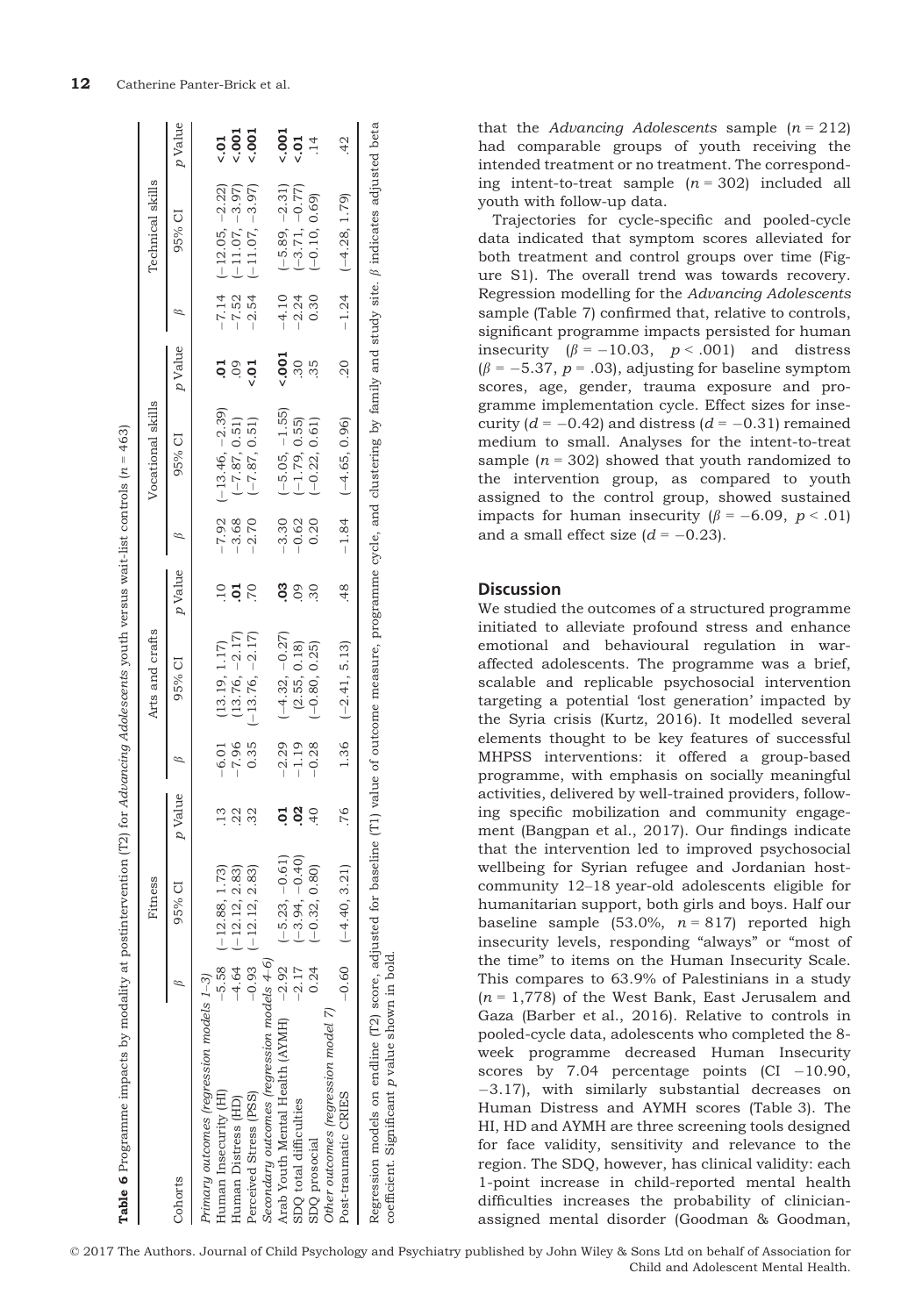**Table 6** Programme impacts by modality at postintervention (T2) for *Advancing Adolescents* youth versus wait-list controls ($n$ = 463)

| Cohorts | Fitness | | | Arts and crafts | | | Vocational skills | | | Technical skills | | |
|---|---|---|---|---|---|---|---|---|---|---|---|---|
| | $\beta$ | 95% CI | $p$ Value | $\beta$ | 95% CI | $p$ Value | $\beta$ | 95% CI | $p$ Value | $\beta$ | 95% CI | $p$ Value |
| *Primary outcomes (regression models 1–3)* | | | | | | | | | | | | |
| Human Insecurity (HI) | −5.58 | (−12.88, 1.73) | .13 | −6.01 | (13.19, 1.17) | .10 | −7.92 | (−13.46, −2.39) | **.01** | −7.14 | (−12.05, −2.22) | **<.01** |
| Human Distress (HD) | −4.64 | (−12.12, 2.83) | .22 | −7.96 | (13.76, −2.17) | **.01** | −3.68 | (−7.87, 0.51) | .09 | −7.52 | (−11.07, −3.97) | **<.001** |
| Perceived Stress (PSS) | −0.93 | (−12.12, 2.83) | .32 | 0.35 | (−13.76, −2.17) | .70 | −2.70 | (−7.87, 0.51) | **<.01** | −2.54 | (−11.07, −3.97) | **<.001** |
| *Secondary outcomes (regression models 4–6)* | | | | | | | | | | | | |
| Arab Youth Mental Health (AYMH) | −2.92 | (−5.23, −0.61) | **.01** | −2.29 | (−4.32, −0.27) | **.03** | −3.30 | (−5.05, −1.55) | **<.001** | −4.10 | (−5.89, −2.31) | **<.001** |
| SDQ total difficulties | −2.17 | (−3.94, −0.40) | **.02** | −1.19 | (2.55, 0.18) | .09 | −0.62 | (−1.79, 0.55) | .30 | −2.24 | (−3.71, −0.77) | **<.01** |
| SDQ prosocial | 0.24 | (−0.32, 0.80) | .40 | −0.28 | (−0.80, 0.25) | .30 | 0.20 | (−0.22, 0.61) | .35 | 0.30 | (−0.10, 0.69) | .14 |
| *Other outcomes (regression model 7)* | | | | | | | | | | | | |
| Post-traumatic CRIES | −0.60 | (−4.40, 3.21) | .76 | 1.36 | (−2.41, 5.13) | .48 | −1.84 | (−4.65, 0.96) | .20 | −1.24 | (−4.28, 1.79) | .42 |

Regression models on endline (T2) score, adjusted for baseline (T1) value of outcome measure, programme cycle, and clustering by family and study site. $\beta$ indicates adjusted beta coefficient. Significant $p$ value shown in bold.

that the *Advancing Adolescents* sample ($n$ = 212) had comparable groups of youth receiving the intended treatment or no treatment. The corresponding intent-to-treat sample ($n$ = 302) included all youth with follow-up data.

Trajectories for cycle-specific and pooled-cycle data indicated that symptom scores alleviated for both treatment and control groups over time (Figure S1). The overall trend was towards recovery. Regression modelling for the *Advancing Adolescents* sample (Table 7) confirmed that, relative to controls, significant programme impacts persisted for human insecurity ($\beta$ = −10.03, $p$ < .001) and distress ($\beta$ = −5.37, $p$ = .03), adjusting for baseline symptom scores, age, gender, trauma exposure and programme implementation cycle. Effect sizes for insecurity ($d$ = −0.42) and distress ($d$ = −0.31) remained medium to small. Analyses for the intent-to-treat sample ($n$ = 302) showed that youth randomized to the intervention group, as compared to youth assigned to the control group, showed sustained impacts for human insecurity ($\beta$ = −6.09, $p$ < .01) and a small effect size ($d$ = −0.23).

## Discussion

We studied the outcomes of a structured programme initiated to alleviate profound stress and enhance emotional and behavioural regulation in war-affected adolescents. The programme was a brief, scalable and replicable psychosocial intervention targeting a potential 'lost generation' impacted by the Syria crisis (Kurtz, 2016). It modelled several elements thought to be key features of successful MHPSS interventions: it offered a group-based programme, with emphasis on socially meaningful activities, delivered by well-trained providers, following specific mobilization and community engagement (Bangpan et al., 2017). Our findings indicate that the intervention led to improved psychosocial wellbeing for Syrian refugee and Jordanian host-community 12–18 year-old adolescents eligible for humanitarian support, both girls and boys. Half our baseline sample (53.0%, $n$ = 817) reported high insecurity levels, responding "always" or "most of the time" to items on the Human Insecurity Scale. This compares to 63.9% of Palestinians in a study ($n$ = 1,778) of the West Bank, East Jerusalem and Gaza (Barber et al., 2016). Relative to controls in pooled-cycle data, adolescents who completed the 8-week programme decreased Human Insecurity scores by 7.04 percentage points (CI −10.90, −3.17), with similarly substantial decreases on Human Distress and AYMH scores (Table 3). The HI, HD and AYMH are three screening tools designed for face validity, sensitivity and relevance to the region. The SDQ, however, has clinical validity: each 1-point increase in child-reported mental health difficulties increases the probability of clinician-assigned mental disorder (Goodman & Goodman,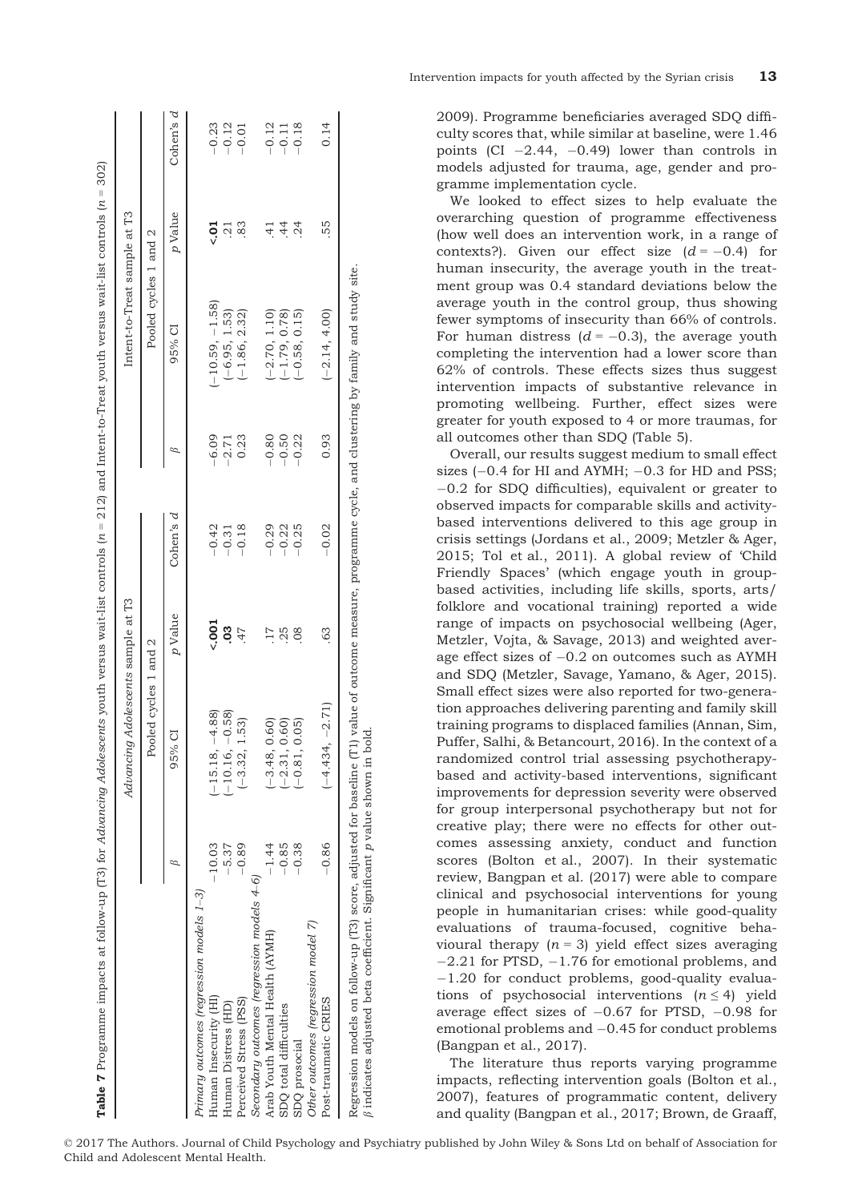**Table 7** Programme impacts at follow-up (T3) for *Advancing Adolescents* youth versus wait-list controls (*n* = 212) and Intent-to-Treat youth versus wait-list controls (*n* = 302)

| | *Advancing Adolescents* sample at T3 | | | | Intent-to-Treat sample at T3 | | | |
|---|---|---|---|---|---|---|---|---|
| | Pooled cycles 1 and 2 | | | | Pooled cycles 1 and 2 | | | |
| | β | 95% CI | *p* Value | Cohen's *d* | β | 95% CI | *p* Value | Cohen's *d* |
| *Primary outcomes (regression models 1–3)* | | | | | | | | |
| Human Insecurity (HI) | −10.03 | (−15.18, −4.88) | **<.001** | −0.42 | −6.09 | (−10.59, −1.58) | **<.01** | −0.23 |
| Human Distress (HD) | −5.37 | (−10.16, −0.58) | **.03** | −0.31 | −2.71 | (−6.95, 1.53) | .21 | −0.12 |
| Perceived Stress (PSS) | −0.89 | (−3.32, 1.53) | .47 | −0.18 | 0.23 | (−1.86, 2.32) | .83 | −0.01 |
| *Secondary outcomes (regression models 4–6)* | | | | | | | | |
| Arab Youth Mental Health (AYMH) | −1.44 | (−3.48, 0.60) | .17 | −0.29 | −0.80 | (−2.70, 1.10) | .41 | −0.12 |
| SDQ total difficulties | −0.85 | (−2.31, 0.60) | .25 | −0.22 | −0.50 | (−1.79, 0.78) | .44 | −0.11 |
| SDQ prosocial | −0.38 | (−0.81, 0.05) | .08 | −0.25 | −0.22 | (−0.58, 0.15) | .24 | −0.18 |
| *Other outcomes (regression model 7)* | | | | | | | | |
| Post-traumatic CRIES | −0.86 | (−4.434, −2.71) | .63 | −0.02 | 0.93 | (−2.14, 4.00) | .55 | 0.14 |

Regression models on follow-up (T3) score, adjusted for baseline (T1) value of outcome measure, programme cycle, and clustering by family and study site.
β indicates adjusted beta coefficient. Significant *p* value shown in bold.

2009). Programme beneficiaries averaged SDQ difficulty scores that, while similar at baseline, were 1.46 points (CI −2.44, −0.49) lower than controls in models adjusted for trauma, age, gender and programme implementation cycle.

We looked to effect sizes to help evaluate the overarching question of programme effectiveness (how well does an intervention work, in a range of contexts?). Given our effect size ($d = -0.4$) for human insecurity, the average youth in the treatment group was 0.4 standard deviations below the average youth in the control group, thus showing fewer symptoms of insecurity than 66% of controls. For human distress ($d = -0.3$), the average youth completing the intervention had a lower score than 62% of controls. These effects sizes thus suggest intervention impacts of substantive relevance in promoting wellbeing. Further, effect sizes were greater for youth exposed to 4 or more traumas, for all outcomes other than SDQ (Table 5).

Overall, our results suggest medium to small effect sizes (−0.4 for HI and AYMH; −0.3 for HD and PSS; −0.2 for SDQ difficulties), equivalent or greater to observed impacts for comparable skills and activity-based interventions delivered to this age group in crisis settings (Jordans et al., 2009; Metzler & Ager, 2015; Tol et al., 2011). A global review of 'Child Friendly Spaces' (which engage youth in group-based activities, including life skills, sports, arts/folklore and vocational training) reported a wide range of impacts on psychosocial wellbeing (Ager, Metzler, Vojta, & Savage, 2013) and weighted average effect sizes of −0.2 on outcomes such as AYMH and SDQ (Metzler, Savage, Yamano, & Ager, 2015). Small effect sizes were also reported for two-generation approaches delivering parenting and family skill training programs to displaced families (Annan, Sim, Puffer, Salhi, & Betancourt, 2016). In the context of a randomized control trial assessing psychotherapy-based and activity-based interventions, significant improvements for depression severity were observed for group interpersonal psychotherapy but not for creative play; there were no effects for other outcomes assessing anxiety, conduct and function scores (Bolton et al., 2007). In their systematic review, Bangpan et al. (2017) were able to compare clinical and psychosocial interventions for young people in humanitarian crises: while good-quality evaluations of trauma-focused, cognitive behavioural therapy ($n = 3$) yield effect sizes averaging −2.21 for PTSD, −1.76 for emotional problems, and −1.20 for conduct problems, good-quality evaluations of psychosocial interventions ($n \leq 4$) yield average effect sizes of −0.67 for PTSD, −0.98 for emotional problems and −0.45 for conduct problems (Bangpan et al., 2017).

The literature thus reports varying programme impacts, reflecting intervention goals (Bolton et al., 2007), features of programmatic content, delivery and quality (Bangpan et al., 2017; Brown, de Graaff,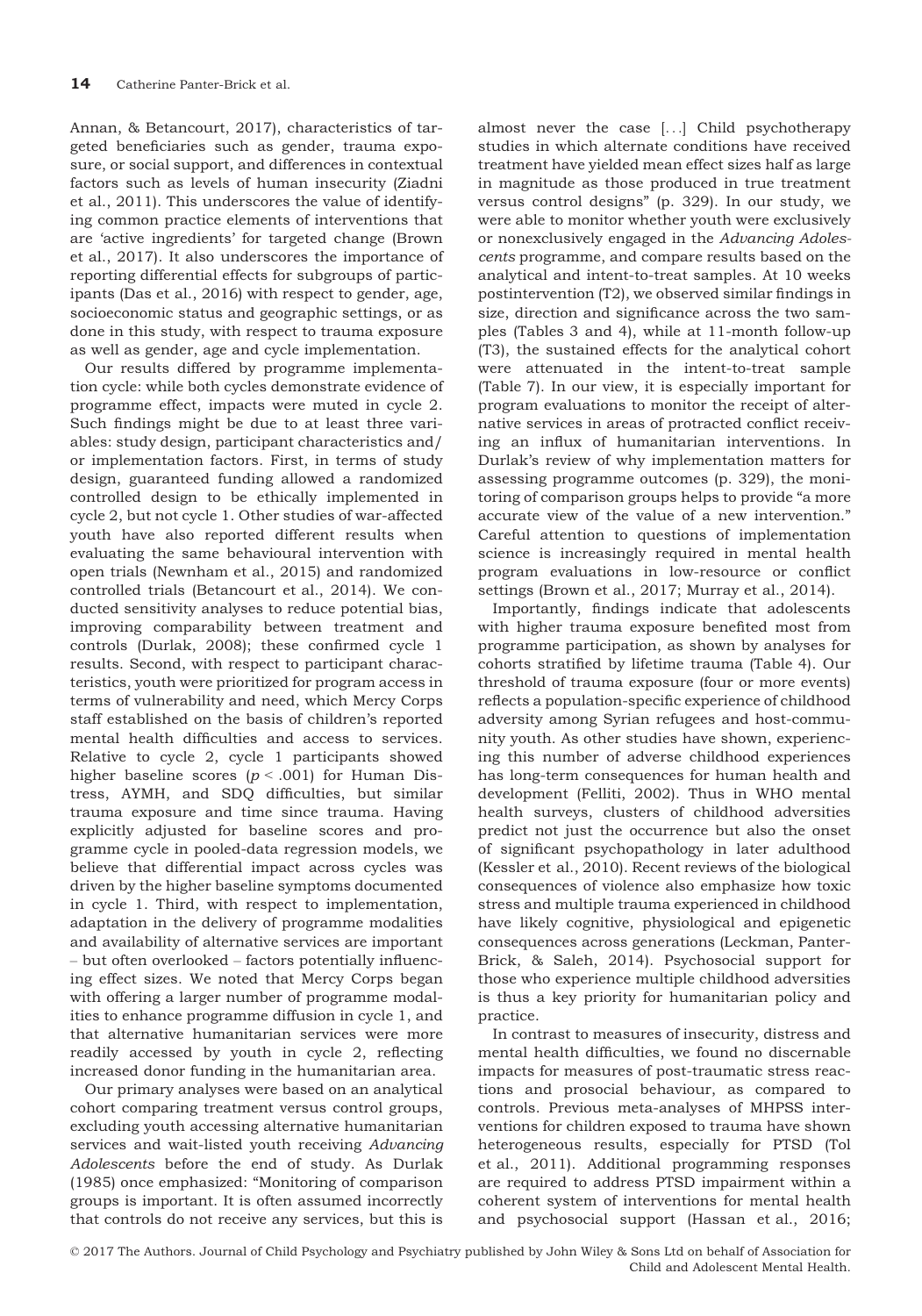Annan, & Betancourt, 2017), characteristics of targeted beneficiaries such as gender, trauma exposure, or social support, and differences in contextual factors such as levels of human insecurity (Ziadni et al., 2011). This underscores the value of identifying common practice elements of interventions that are 'active ingredients' for targeted change (Brown et al., 2017). It also underscores the importance of reporting differential effects for subgroups of participants (Das et al., 2016) with respect to gender, age, socioeconomic status and geographic settings, or as done in this study, with respect to trauma exposure as well as gender, age and cycle implementation.

Our results differed by programme implementation cycle: while both cycles demonstrate evidence of programme effect, impacts were muted in cycle 2. Such findings might be due to at least three variables: study design, participant characteristics and/or implementation factors. First, in terms of study design, guaranteed funding allowed a randomized controlled design to be ethically implemented in cycle 2, but not cycle 1. Other studies of war-affected youth have also reported different results when evaluating the same behavioural intervention with open trials (Newnham et al., 2015) and randomized controlled trials (Betancourt et al., 2014). We conducted sensitivity analyses to reduce potential bias, improving comparability between treatment and controls (Durlak, 2008); these confirmed cycle 1 results. Second, with respect to participant characteristics, youth were prioritized for program access in terms of vulnerability and need, which Mercy Corps staff established on the basis of children's reported mental health difficulties and access to services. Relative to cycle 2, cycle 1 participants showed higher baseline scores ($p < .001$) for Human Distress, AYMH, and SDQ difficulties, but similar trauma exposure and time since trauma. Having explicitly adjusted for baseline scores and programme cycle in pooled-data regression models, we believe that differential impact across cycles was driven by the higher baseline symptoms documented in cycle 1. Third, with respect to implementation, adaptation in the delivery of programme modalities and availability of alternative services are important – but often overlooked – factors potentially influencing effect sizes. We noted that Mercy Corps began with offering a larger number of programme modalities to enhance programme diffusion in cycle 1, and that alternative humanitarian services were more readily accessed by youth in cycle 2, reflecting increased donor funding in the humanitarian area.

Our primary analyses were based on an analytical cohort comparing treatment versus control groups, excluding youth accessing alternative humanitarian services and wait-listed youth receiving *Advancing Adolescents* before the end of study. As Durlak (1985) once emphasized: "Monitoring of comparison groups is important. It is often assumed incorrectly that controls do not receive any services, but this is almost never the case [...] Child psychotherapy studies in which alternate conditions have received treatment have yielded mean effect sizes half as large in magnitude as those produced in true treatment versus control designs" (p. 329). In our study, we were able to monitor whether youth were exclusively or nonexclusively engaged in the *Advancing Adolescents* programme, and compare results based on the analytical and intent-to-treat samples. At 10 weeks postintervention (T2), we observed similar findings in size, direction and significance across the two samples (Tables 3 and 4), while at 11-month follow-up (T3), the sustained effects for the analytical cohort were attenuated in the intent-to-treat sample (Table 7). In our view, it is especially important for program evaluations to monitor the receipt of alternative services in areas of protracted conflict receiving an influx of humanitarian interventions. In Durlak's review of why implementation matters for assessing programme outcomes (p. 329), the monitoring of comparison groups helps to provide "a more accurate view of the value of a new intervention." Careful attention to questions of implementation science is increasingly required in mental health program evaluations in low-resource or conflict settings (Brown et al., 2017; Murray et al., 2014).

Importantly, findings indicate that adolescents with higher trauma exposure benefited most from programme participation, as shown by analyses for cohorts stratified by lifetime trauma (Table 4). Our threshold of trauma exposure (four or more events) reflects a population-specific experience of childhood adversity among Syrian refugees and host-community youth. As other studies have shown, experiencing this number of adverse childhood experiences has long-term consequences for human health and development (Felliti, 2002). Thus in WHO mental health surveys, clusters of childhood adversities predict not just the occurrence but also the onset of significant psychopathology in later adulthood (Kessler et al., 2010). Recent reviews of the biological consequences of violence also emphasize how toxic stress and multiple trauma experienced in childhood have likely cognitive, physiological and epigenetic consequences across generations (Leckman, Panter-Brick, & Saleh, 2014). Psychosocial support for those who experience multiple childhood adversities is thus a key priority for humanitarian policy and practice.

In contrast to measures of insecurity, distress and mental health difficulties, we found no discernable impacts for measures of post-traumatic stress reactions and prosocial behaviour, as compared to controls. Previous meta-analyses of MHPSS interventions for children exposed to trauma have shown heterogeneous results, especially for PTSD (Tol et al., 2011). Additional programming responses are required to address PTSD impairment within a coherent system of interventions for mental health and psychosocial support (Hassan et al., 2016;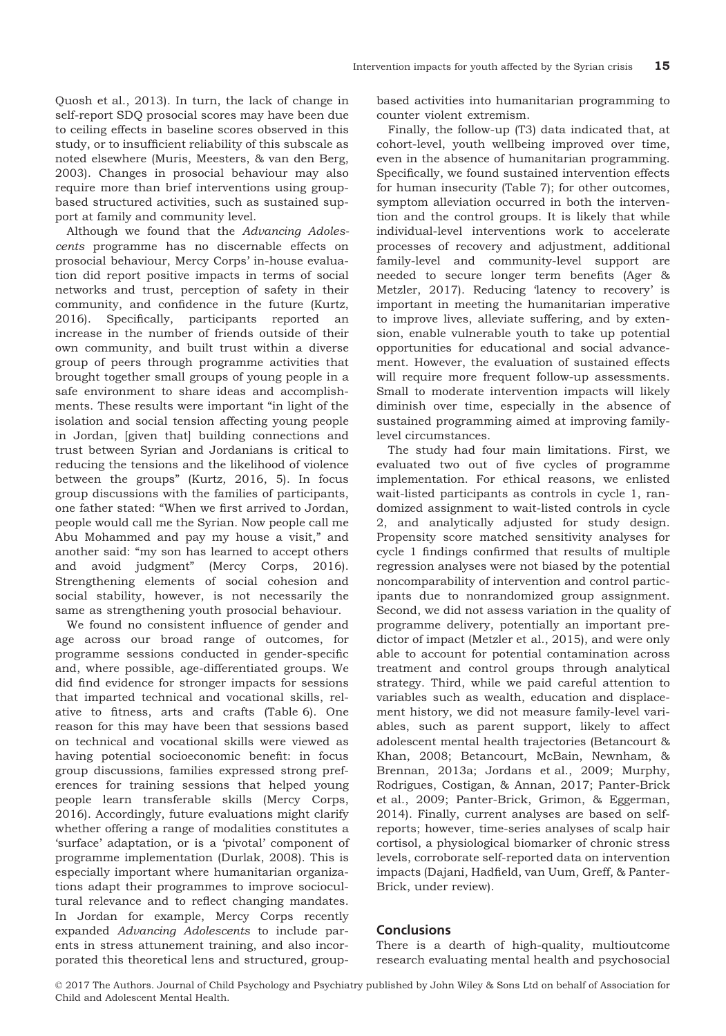Quosh et al., 2013). In turn, the lack of change in self-report SDQ prosocial scores may have been due to ceiling effects in baseline scores observed in this study, or to insufficient reliability of this subscale as noted elsewhere (Muris, Meesters, & van den Berg, 2003). Changes in prosocial behaviour may also require more than brief interventions using group-based structured activities, such as sustained support at family and community level.

Although we found that the *Advancing Adolescents* programme has no discernable effects on prosocial behaviour, Mercy Corps' in-house evaluation did report positive impacts in terms of social networks and trust, perception of safety in their community, and confidence in the future (Kurtz, 2016). Specifically, participants reported an increase in the number of friends outside of their own community, and built trust within a diverse group of peers through programme activities that brought together small groups of young people in a safe environment to share ideas and accomplishments. These results were important "in light of the isolation and social tension affecting young people in Jordan, [given that] building connections and trust between Syrian and Jordanians is critical to reducing the tensions and the likelihood of violence between the groups" (Kurtz, 2016, 5). In focus group discussions with the families of participants, one father stated: "When we first arrived to Jordan, people would call me the Syrian. Now people call me Abu Mohammed and pay my house a visit," and another said: "my son has learned to accept others and avoid judgment" (Mercy Corps, 2016). Strengthening elements of social cohesion and social stability, however, is not necessarily the same as strengthening youth prosocial behaviour.

We found no consistent influence of gender and age across our broad range of outcomes, for programme sessions conducted in gender-specific and, where possible, age-differentiated groups. We did find evidence for stronger impacts for sessions that imparted technical and vocational skills, relative to fitness, arts and crafts (Table 6). One reason for this may have been that sessions based on technical and vocational skills were viewed as having potential socioeconomic benefit: in focus group discussions, families expressed strong preferences for training sessions that helped young people learn transferable skills (Mercy Corps, 2016). Accordingly, future evaluations might clarify whether offering a range of modalities constitutes a 'surface' adaptation, or is a 'pivotal' component of programme implementation (Durlak, 2008). This is especially important where humanitarian organizations adapt their programmes to improve sociocultural relevance and to reflect changing mandates. In Jordan for example, Mercy Corps recently expanded *Advancing Adolescents* to include parents in stress attunement training, and also incorporated this theoretical lens and structured, group-based activities into humanitarian programming to counter violent extremism.

Finally, the follow-up (T3) data indicated that, at cohort-level, youth wellbeing improved over time, even in the absence of humanitarian programming. Specifically, we found sustained intervention effects for human insecurity (Table 7); for other outcomes, symptom alleviation occurred in both the intervention and the control groups. It is likely that while individual-level interventions work to accelerate processes of recovery and adjustment, additional family-level and community-level support are needed to secure longer term benefits (Ager & Metzler, 2017). Reducing 'latency to recovery' is important in meeting the humanitarian imperative to improve lives, alleviate suffering, and by extension, enable vulnerable youth to take up potential opportunities for educational and social advancement. However, the evaluation of sustained effects will require more frequent follow-up assessments. Small to moderate intervention impacts will likely diminish over time, especially in the absence of sustained programming aimed at improving family-level circumstances.

The study had four main limitations. First, we evaluated two out of five cycles of programme implementation. For ethical reasons, we enlisted wait-listed participants as controls in cycle 1, randomized assignment to wait-listed controls in cycle 2, and analytically adjusted for study design. Propensity score matched sensitivity analyses for cycle 1 findings confirmed that results of multiple regression analyses were not biased by the potential noncomparability of intervention and control participants due to nonrandomized group assignment. Second, we did not assess variation in the quality of programme delivery, potentially an important predictor of impact (Metzler et al., 2015), and were only able to account for potential contamination across treatment and control groups through analytical strategy. Third, while we paid careful attention to variables such as wealth, education and displacement history, we did not measure family-level variables, such as parent support, likely to affect adolescent mental health trajectories (Betancourt & Khan, 2008; Betancourt, McBain, Newnham, & Brennan, 2013a; Jordans et al., 2009; Murphy, Rodrigues, Costigan, & Annan, 2017; Panter-Brick et al., 2009; Panter-Brick, Grimon, & Eggerman, 2014). Finally, current analyses are based on self-reports; however, time-series analyses of scalp hair cortisol, a physiological biomarker of chronic stress levels, corroborate self-reported data on intervention impacts (Dajani, Hadfield, van Uum, Greff, & Panter-Brick, under review).

## Conclusions

There is a dearth of high-quality, multioutcome research evaluating mental health and psychosocial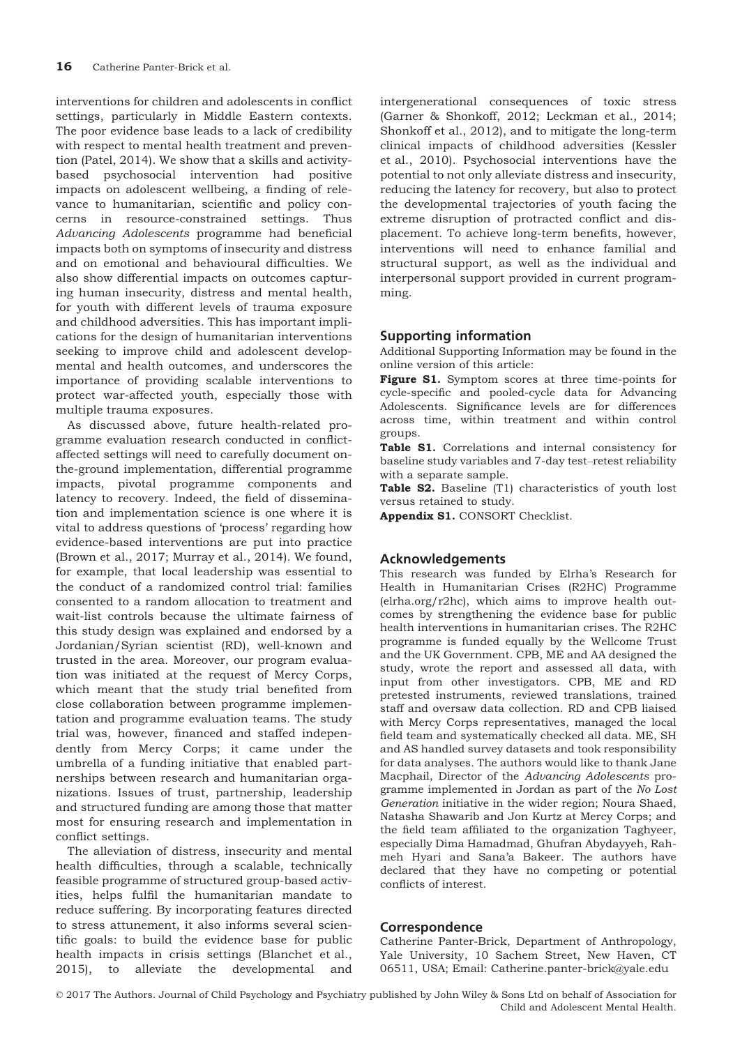interventions for children and adolescents in conflict settings, particularly in Middle Eastern contexts. The poor evidence base leads to a lack of credibility with respect to mental health treatment and prevention (Patel, 2014). We show that a skills and activity-based psychosocial intervention had positive impacts on adolescent wellbeing, a finding of relevance to humanitarian, scientific and policy concerns in resource-constrained settings. Thus *Advancing Adolescents* programme had beneficial impacts both on symptoms of insecurity and distress and on emotional and behavioural difficulties. We also show differential impacts on outcomes capturing human insecurity, distress and mental health, for youth with different levels of trauma exposure and childhood adversities. This has important implications for the design of humanitarian interventions seeking to improve child and adolescent developmental and health outcomes, and underscores the importance of providing scalable interventions to protect war-affected youth, especially those with multiple trauma exposures.

As discussed above, future health-related programme evaluation research conducted in conflict-affected settings will need to carefully document on-the-ground implementation, differential programme impacts, pivotal programme components and latency to recovery. Indeed, the field of dissemination and implementation science is one where it is vital to address questions of 'process' regarding how evidence-based interventions are put into practice (Brown et al., 2017; Murray et al., 2014). We found, for example, that local leadership was essential to the conduct of a randomized control trial: families consented to a random allocation to treatment and wait-list controls because the ultimate fairness of this study design was explained and endorsed by a Jordanian/Syrian scientist (RD), well-known and trusted in the area. Moreover, our program evaluation was initiated at the request of Mercy Corps, which meant that the study trial benefited from close collaboration between programme implementation and programme evaluation teams. The study trial was, however, financed and staffed independently from Mercy Corps; it came under the umbrella of a funding initiative that enabled partnerships between research and humanitarian organizations. Issues of trust, partnership, leadership and structured funding are among those that matter most for ensuring research and implementation in conflict settings.

The alleviation of distress, insecurity and mental health difficulties, through a scalable, technically feasible programme of structured group-based activities, helps fulfil the humanitarian mandate to reduce suffering. By incorporating features directed to stress attunement, it also informs several scientific goals: to build the evidence base for public health impacts in crisis settings (Blanchet et al., 2015), to alleviate the developmental and intergenerational consequences of toxic stress (Garner & Shonkoff, 2012; Leckman et al., 2014; Shonkoff et al., 2012), and to mitigate the long-term clinical impacts of childhood adversities (Kessler et al., 2010). Psychosocial interventions have the potential to not only alleviate distress and insecurity, reducing the latency for recovery, but also to protect the developmental trajectories of youth facing the extreme disruption of protracted conflict and displacement. To achieve long-term benefits, however, interventions will need to enhance familial and structural support, as well as the individual and interpersonal support provided in current programming.

## Supporting information

Additional Supporting Information may be found in the online version of this article:

**Figure S1.** Symptom scores at three time-points for cycle-specific and pooled-cycle data for Advancing Adolescents. Significance levels are for differences across time, within treatment and within control groups.

**Table S1.** Correlations and internal consistency for baseline study variables and 7-day test–retest reliability with a separate sample.

**Table S2.** Baseline (T1) characteristics of youth lost versus retained to study.

**Appendix S1.** CONSORT Checklist.

## Acknowledgements

This research was funded by Elrha's Research for Health in Humanitarian Crises (R2HC) Programme (elrha.org/r2hc), which aims to improve health outcomes by strengthening the evidence base for public health interventions in humanitarian crises. The R2HC programme is funded equally by the Wellcome Trust and the UK Government. CPB, ME and AA designed the study, wrote the report and assessed all data, with input from other investigators. CPB, ME and RD pretested instruments, reviewed translations, trained staff and oversaw data collection. RD and CPB liaised with Mercy Corps representatives, managed the local field team and systematically checked all data. ME, SH and AS handled survey datasets and took responsibility for data analyses. The authors would like to thank Jane Macphail, Director of the *Advancing Adolescents* programme implemented in Jordan as part of the *No Lost Generation* initiative in the wider region; Noura Shaed, Natasha Shawarib and Jon Kurtz at Mercy Corps; and the field team affiliated to the organization Taghyeer, especially Dima Hamadmad, Ghufran Abydayyeh, Rahmeh Hyari and Sana'a Bakeer. The authors have declared that they have no competing or potential conflicts of interest.

## Correspondence

Catherine Panter-Brick, Department of Anthropology, Yale University, 10 Sachem Street, New Haven, CT 06511, USA; Email: Catherine.panter-brick@yale.edu

© 2017 The Authors. Journal of Child Psychology and Psychiatry published by John Wiley & Sons Ltd on behalf of Association for Child and Adolescent Mental Health.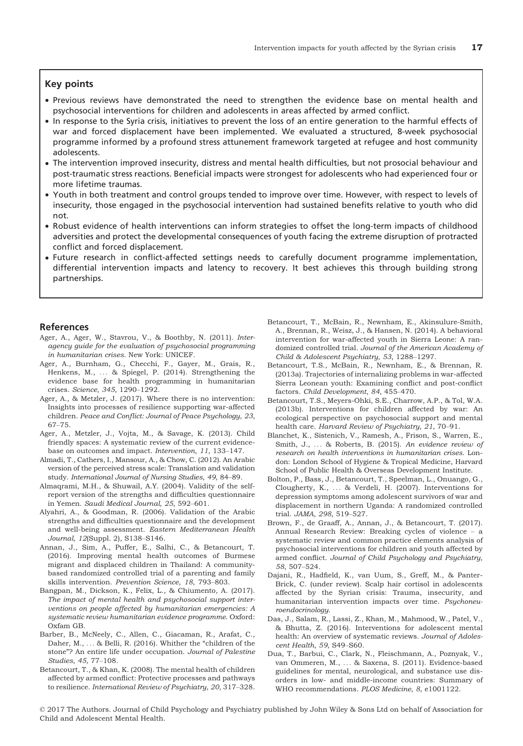## Key points

- Previous reviews have demonstrated the need to strengthen the evidence base on mental health and psychosocial interventions for children and adolescents in areas affected by armed conflict.
- In response to the Syria crisis, initiatives to prevent the loss of an entire generation to the harmful effects of war and forced displacement have been implemented. We evaluated a structured, 8-week psychosocial programme informed by a profound stress attunement framework targeted at refugee and host community adolescents.
- The intervention improved insecurity, distress and mental health difficulties, but not prosocial behaviour and post-traumatic stress reactions. Beneficial impacts were strongest for adolescents who had experienced four or more lifetime traumas.
- Youth in both treatment and control groups tended to improve over time. However, with respect to levels of insecurity, those engaged in the psychosocial intervention had sustained benefits relative to youth who did not.
- Robust evidence of health interventions can inform strategies to offset the long-term impacts of childhood adversities and protect the developmental consequences of youth facing the extreme disruption of protracted conflict and forced displacement.
- Future research in conflict-affected settings needs to carefully document programme implementation, differential intervention impacts and latency to recovery. It best achieves this through building strong partnerships.

## References

Ager, A., Ager, W., Stavrou, V., & Boothby, N. (2011). *Inter-agency guide for the evaluation of psychosocial programming in humanitarian crises*. New York: UNICEF.

Ager, A., Burnham, G., Checchi, F., Gayer, M., Grais, R., Henkens, M., … & Spiegel, P. (2014). Strengthening the evidence base for health programming in humanitarian crises. *Science*, *345*, 1290–1292.

Ager, A., & Metzler, J. (2017). Where there is no intervention: Insights into processes of resilience supporting war-affected children. *Peace and Conflict: Journal of Peace Psychology*, *23*, 67–75.

Ager, A., Metzler, J., Vojta, M., & Savage, K. (2013). Child friendly spaces: A systematic review of the current evidence-base on outcomes and impact. *Intervention*, *11*, 133–147.

Almadi, T., Cathers, I., Mansour, A., & Chow, C. (2012). An Arabic version of the perceived stress scale: Translation and validation study. *International Journal of Nursing Studies*, *49*, 84–89.

Almaqrami, M.H., & Shuwail, A.Y. (2004). Validity of the self-report version of the strengths and difficulties questionnaire in Yemen. *Saudi Medical Journal*, *25*, 592–601.

Alyahri, A., & Goodman, R. (2006). Validation of the Arabic strengths and difficulties questionnaire and the development and well-being assessment. *Eastern Mediterranean Health Journal*, *12*(Suppl. 2), S138–S146.

Annan, J., Sim, A., Puffer, E., Salhi, C., & Betancourt, T. (2016). Improving mental health outcomes of Burmese migrant and displaced children in Thailand: A community-based randomized controlled trial of a parenting and family skills intervention. *Prevention Science*, *18*, 793–803.

Bangpan, M., Dickson, K., Felix, L., & Chiumento, A. (2017). *The impact of mental health and psychosocial support interventions on people affected by humanitarian emergencies: A systematic review humanitarian evidence programme*. Oxford: Oxfam GB.

Barber, B., McNeely, C., Allen, C., Giacaman, R., Arafat, C., Daher, M., … & Belli, R. (2016). Whither the "children of the stone"? An entire life under occupation. *Journal of Palestine Studies*, *45*, 77–108.

Betancourt, T., & Khan, K. (2008). The mental health of children affected by armed conflict: Protective processes and pathways to resilience. *International Review of Psychiatry*, *20*, 317–328.

Betancourt, T., McBain, R., Newnham, E., Akinsulure-Smith, A., Brennan, R., Weisz, J., & Hansen, N. (2014). A behavioral intervention for war-affected youth in Sierra Leone: A randomized controlled trial. *Journal of the American Academy of Child & Adolescent Psychiatry*, *53*, 1288–1297.

Betancourt, T.S., McBain, R., Newnham, E., & Brennan, R. (2013a). Trajectories of internalizing problems in war-affected Sierra Leonean youth: Examining conflict and post-conflict factors. *Child Development*, *84*, 455–470.

Betancourt, T.S., Meyers-Ohki, S.E., Charrow, A.P., & Tol, W.A. (2013b). Interventions for children affected by war: An ecological perspective on psychosocial support and mental health care. *Harvard Review of Psychiatry*, *21*, 70–91.

Blanchet, K., Sistenich, V., Ramesh, A., Frison, S., Warren, E., Smith, J., … & Roberts, B. (2015). *An evidence review of research on health interventions in humanitarian crises*. London: London School of Hygiene & Tropical Medicine, Harvard School of Public Health & Overseas Development Institute.

Bolton, P., Bass, J., Betancourt, T., Speelman, L., Onuango, G., Clougherty, K., … & Verdeli, H. (2007). Interventions for depression symptoms among adolescent survivors of war and displacement in northern Uganda: A randomized controlled trial. *JAMA*, *298*, 519–527.

Brown, F., de Graaff, A., Annan, J., & Betancourt, T. (2017). Annual Research Review: Breaking cycles of violence – a systematic review and common practice elements analysis of psychosocial interventions for children and youth affected by armed conflict. *Journal of Child Psychology and Psychiatry*, *58*, 507–524.

Dajani, R., Hadfield, K., van Uum, S., Greff, M., & Panter-Brick, C. (under review). Scalp hair cortisol in adolescents affected by the Syrian crisis: Trauma, insecurity, and humanitarian intervention impacts over time. *Psychoneuroendocrinology*.

Das, J., Salam, R., Lassi, Z., Khan, M., Mahmood, W., Patel, V., & Bhutta, Z. (2016). Interventions for adolescent mental health: An overview of systematic reviews. *Journal of Adolescent Health*, *59*, S49–S60.

Dua, T., Barbui, C., Clark, N., Fleischmann, A., Poznyak, V., van Ommeren, M., … & Saxena, S. (2011). Evidence-based guidelines for mental, neurological, and substance use disorders in low- and middle-income countries: Summary of WHO recommendations. *PLOS Medicine*, *8*, e1001122.

© 2017 The Authors. Journal of Child Psychology and Psychiatry published by John Wiley & Sons Ltd on behalf of Association for Child and Adolescent Mental Health.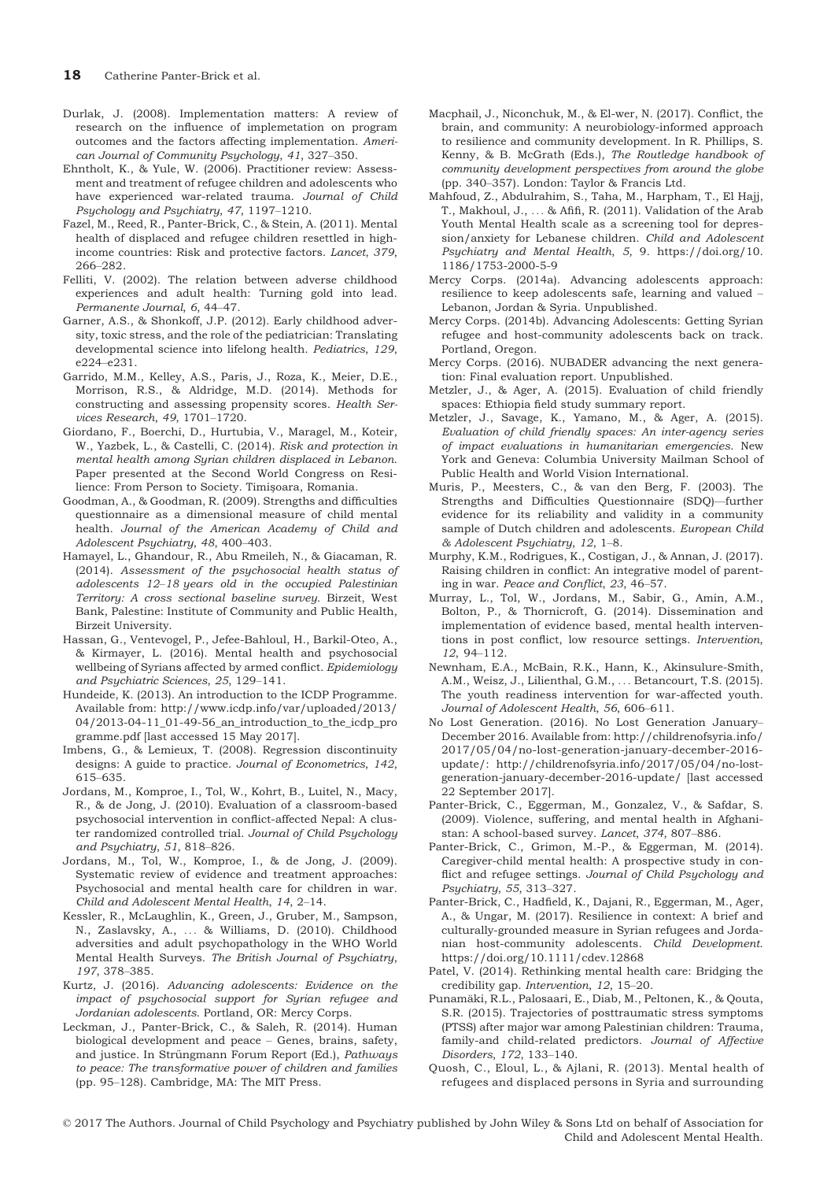Durlak, J. (2008). Implementation matters: A review of research on the influence of implemetation on program outcomes and the factors affecting implementation. *American Journal of Community Psychology*, *41*, 327–350.

Ehntholt, K., & Yule, W. (2006). Practitioner review: Assessment and treatment of refugee children and adolescents who have experienced war-related trauma. *Journal of Child Psychology and Psychiatry*, *47*, 1197–1210.

Fazel, M., Reed, R., Panter-Brick, C., & Stein, A. (2011). Mental health of displaced and refugee children resettled in high-income countries: Risk and protective factors. *Lancet*, *379*, 266–282.

Felliti, V. (2002). The relation between adverse childhood experiences and adult health: Turning gold into lead. *Permanente Journal*, *6*, 44–47.

Garner, A.S., & Shonkoff, J.P. (2012). Early childhood adversity, toxic stress, and the role of the pediatrician: Translating developmental science into lifelong health. *Pediatrics*, *129*, e224–e231.

Garrido, M.M., Kelley, A.S., Paris, J., Roza, K., Meier, D.E., Morrison, R.S., & Aldridge, M.D. (2014). Methods for constructing and assessing propensity scores. *Health Services Research*, *49*, 1701–1720.

Giordano, F., Boerchi, D., Hurtubia, V., Maragel, M., Koteir, W., Yazbek, L., & Castelli, C. (2014). *Risk and protection in mental health among Syrian children displaced in Lebanon.* Paper presented at the Second World Congress on Resilience: From Person to Society. Timişoara, Romania.

Goodman, A., & Goodman, R. (2009). Strengths and difficulties questionnaire as a dimensional measure of child mental health. *Journal of the American Academy of Child and Adolescent Psychiatry*, *48*, 400–403.

Hamayel, L., Ghandour, R., Abu Rmeileh, N., & Giacaman, R. (2014). *Assessment of the psychosocial health status of adolescents 12–18 years old in the occupied Palestinian Territory: A cross sectional baseline survey.* Birzeit, West Bank, Palestine: Institute of Community and Public Health, Birzeit University.

Hassan, G., Ventevogel, P., Jefee-Bahloul, H., Barkil-Oteo, A., & Kirmayer, L. (2016). Mental health and psychosocial wellbeing of Syrians affected by armed conflict. *Epidemiology and Psychiatric Sciences*, *25*, 129–141.

Hundeide, K. (2013). An introduction to the ICDP Programme. Available from: http://www.icdp.info/var/uploaded/2013/04/2013-04-11_01-49-56_an_introduction_to_the_icdp_programme.pdf [last accessed 15 May 2017].

Imbens, G., & Lemieux, T. (2008). Regression discontinuity designs: A guide to practice. *Journal of Econometrics*, *142*, 615–635.

Jordans, M., Komproe, I., Tol, W., Kohrt, B., Luitel, N., Macy, R., & de Jong, J. (2010). Evaluation of a classroom-based psychosocial intervention in conflict-affected Nepal: A cluster randomized controlled trial. *Journal of Child Psychology and Psychiatry*, *51*, 818–826.

Jordans, M., Tol, W., Komproe, I., & de Jong, J. (2009). Systematic review of evidence and treatment approaches: Psychosocial and mental health care for children in war. *Child and Adolescent Mental Health*, *14*, 2–14.

Kessler, R., McLaughlin, K., Green, J., Gruber, M., Sampson, N., Zaslavsky, A., ... & Williams, D. (2010). Childhood adversities and adult psychopathology in the WHO World Mental Health Surveys. *The British Journal of Psychiatry*, *197*, 378–385.

Kurtz, J. (2016). *Advancing adolescents: Evidence on the impact of psychosocial support for Syrian refugee and Jordanian adolescents.* Portland, OR: Mercy Corps.

Leckman, J., Panter-Brick, C., & Saleh, R. (2014). Human biological development and peace – Genes, brains, safety, and justice. In Strüngmann Forum Report (Ed.), *Pathways to peace: The transformative power of children and families* (pp. 95–128). Cambridge, MA: The MIT Press.

Macphail, J., Niconchuk, M., & El-wer, N. (2017). Conflict, the brain, and community: A neurobiology-informed approach to resilience and community development. In R. Phillips, S. Kenny, & B. McGrath (Eds.), *The Routledge handbook of community development perspectives from around the globe* (pp. 340–357). London: Taylor & Francis Ltd.

Mahfoud, Z., Abdulrahim, S., Taha, M., Harpham, T., El Hajj, T., Makhoul, J., ... & Afifi, R. (2011). Validation of the Arab Youth Mental Health scale as a screening tool for depression/anxiety for Lebanese children. *Child and Adolescent Psychiatry and Mental Health*, *5*, 9. https://doi.org/10.1186/1753-2000-5-9

Mercy Corps. (2014a). Advancing adolescents approach: resilience to keep adolescents safe, learning and valued – Lebanon, Jordan & Syria. Unpublished.

Mercy Corps. (2014b). Advancing Adolescents: Getting Syrian refugee and host-community adolescents back on track. Portland, Oregon.

Mercy Corps. (2016). NUBADER advancing the next generation: Final evaluation report. Unpublished.

Metzler, J., & Ager, A. (2015). Evaluation of child friendly spaces: Ethiopia field study summary report.

Metzler, J., Savage, K., Yamano, M., & Ager, A. (2015). *Evaluation of child friendly spaces: An inter-agency series of impact evaluations in humanitarian emergencies.* New York and Geneva: Columbia University Mailman School of Public Health and World Vision International.

Muris, P., Meesters, C., & van den Berg, F. (2003). The Strengths and Difficulties Questionnaire (SDQ)—further evidence for its reliability and validity in a community sample of Dutch children and adolescents. *European Child & Adolescent Psychiatry*, *12*, 1–8.

Murphy, K.M., Rodrigues, K., Costigan, J., & Annan, J. (2017). Raising children in conflict: An integrative model of parenting in war. *Peace and Conflict*, *23*, 46–57.

Murray, L., Tol, W., Jordans, M., Sabir, G., Amin, A.M., Bolton, P., & Thornicroft, G. (2014). Dissemination and implementation of evidence based, mental health interventions in post conflict, low resource settings. *Intervention*, *12*, 94–112.

Newnham, E.A., McBain, R.K., Hann, K., Akinsulure-Smith, A.M., Weisz, J., Lilienthal, G.M., ... Betancourt, T.S. (2015). The youth readiness intervention for war-affected youth. *Journal of Adolescent Health*, *56*, 606–611.

No Lost Generation. (2016). No Lost Generation January–December 2016. Available from: http://childrenofsyria.info/2017/05/04/no-lost-generation-january-december-2016-update/: http://childrenofsyria.info/2017/05/04/no-lost-generation-january-december-2016-update/ [last accessed 22 September 2017].

Panter-Brick, C., Eggerman, M., Gonzalez, V., & Safdar, S. (2009). Violence, suffering, and mental health in Afghanistan: A school-based survey. *Lancet*, *374*, 807–886.

Panter-Brick, C., Grimon, M.-P., & Eggerman, M. (2014). Caregiver-child mental health: A prospective study in conflict and refugee settings. *Journal of Child Psychology and Psychiatry*, *55*, 313–327.

Panter-Brick, C., Hadfield, K., Dajani, R., Eggerman, M., Ager, A., & Ungar, M. (2017). Resilience in context: A brief and culturally-grounded measure in Syrian refugees and Jordanian host-community adolescents. *Child Development.* https://doi.org/10.1111/cdev.12868

Patel, V. (2014). Rethinking mental health care: Bridging the credibility gap. *Intervention*, *12*, 15–20.

Punamäki, R.L., Palosaari, E., Diab, M., Peltonen, K., & Qouta, S.R. (2015). Trajectories of posttraumatic stress symptoms (PTSS) after major war among Palestinian children: Trauma, family-and child-related predictors. *Journal of Affective Disorders*, *172*, 133–140.

Quosh, C., Eloul, L., & Ajlani, R. (2013). Mental health of refugees and displaced persons in Syria and surrounding

© 2017 The Authors. Journal of Child Psychology and Psychiatry published by John Wiley & Sons Ltd on behalf of Association for Child and Adolescent Mental Health.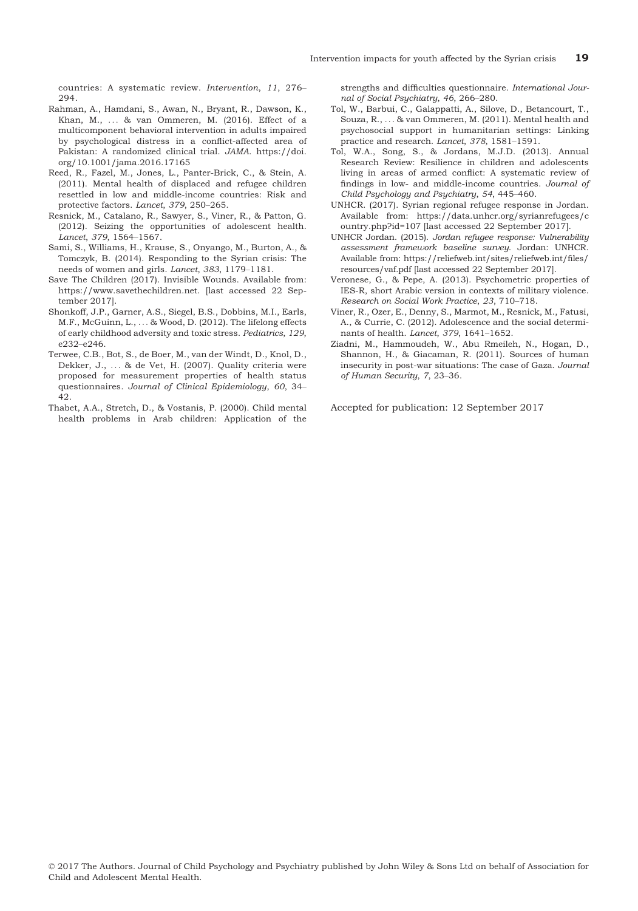countries: A systematic review. *Intervention*, *11*, 276–294.

Rahman, A., Hamdani, S., Awan, N., Bryant, R., Dawson, K., Khan, M., … & van Ommeren, M. (2016). Effect of a multicomponent behavioral intervention in adults impaired by psychological distress in a conflict-affected area of Pakistan: A randomized clinical trial. *JAMA*. https://doi.org/10.1001/jama.2016.17165

Reed, R., Fazel, M., Jones, L., Panter-Brick, C., & Stein, A. (2011). Mental health of displaced and refugee children resettled in low and middle-income countries: Risk and protective factors. *Lancet*, *379*, 250–265.

Resnick, M., Catalano, R., Sawyer, S., Viner, R., & Patton, G. (2012). Seizing the opportunities of adolescent health. *Lancet*, *379*, 1564–1567.

Sami, S., Williams, H., Krause, S., Onyango, M., Burton, A., & Tomczyk, B. (2014). Responding to the Syrian crisis: The needs of women and girls. *Lancet*, *383*, 1179–1181.

Save The Children (2017). Invisible Wounds. Available from: https://www.savethechildren.net. [last accessed 22 September 2017].

Shonkoff, J.P., Garner, A.S., Siegel, B.S., Dobbins, M.I., Earls, M.F., McGuinn, L., … & Wood, D. (2012). The lifelong effects of early childhood adversity and toxic stress. *Pediatrics*, *129*, e232–e246.

Terwee, C.B., Bot, S., de Boer, M., van der Windt, D., Knol, D., Dekker, J., … & de Vet, H. (2007). Quality criteria were proposed for measurement properties of health status questionnaires. *Journal of Clinical Epidemiology*, *60*, 34–42.

Thabet, A.A., Stretch, D., & Vostanis, P. (2000). Child mental health problems in Arab children: Application of the strengths and difficulties questionnaire. *International Journal of Social Psychiatry*, *46*, 266–280.

Tol, W., Barbui, C., Galappatti, A., Silove, D., Betancourt, T., Souza, R., … & van Ommeren, M. (2011). Mental health and psychosocial support in humanitarian settings: Linking practice and research. *Lancet*, *378*, 1581–1591.

Tol, W.A., Song, S., & Jordans, M.J.D. (2013). Annual Research Review: Resilience in children and adolescents living in areas of armed conflict: A systematic review of findings in low- and middle-income countries. *Journal of Child Psychology and Psychiatry*, *54*, 445–460.

UNHCR. (2017). Syrian regional refugee response in Jordan. Available from: https://data.unhcr.org/syrianrefugees/country.php?id=107 [last accessed 22 September 2017].

UNHCR Jordan. (2015). *Jordan refugee response: Vulnerability assessment framework baseline survey*. Jordan: UNHCR. Available from: https://reliefweb.int/sites/reliefweb.int/files/resources/vaf.pdf [last accessed 22 September 2017].

Veronese, G., & Pepe, A. (2013). Psychometric properties of IES-R, short Arabic version in contexts of military violence. *Research on Social Work Practice*, *23*, 710–718.

Viner, R., Ozer, E., Denny, S., Marmot, M., Resnick, M., Fatusi, A., & Currie, C. (2012). Adolescence and the social determinants of health. *Lancet*, *379*, 1641–1652.

Ziadni, M., Hammoudeh, W., Abu Rmeileh, N., Hogan, D., Shannon, H., & Giacaman, R. (2011). Sources of human insecurity in post-war situations: The case of Gaza. *Journal of Human Security*, *7*, 23–36.

Accepted for publication: 12 September 2017